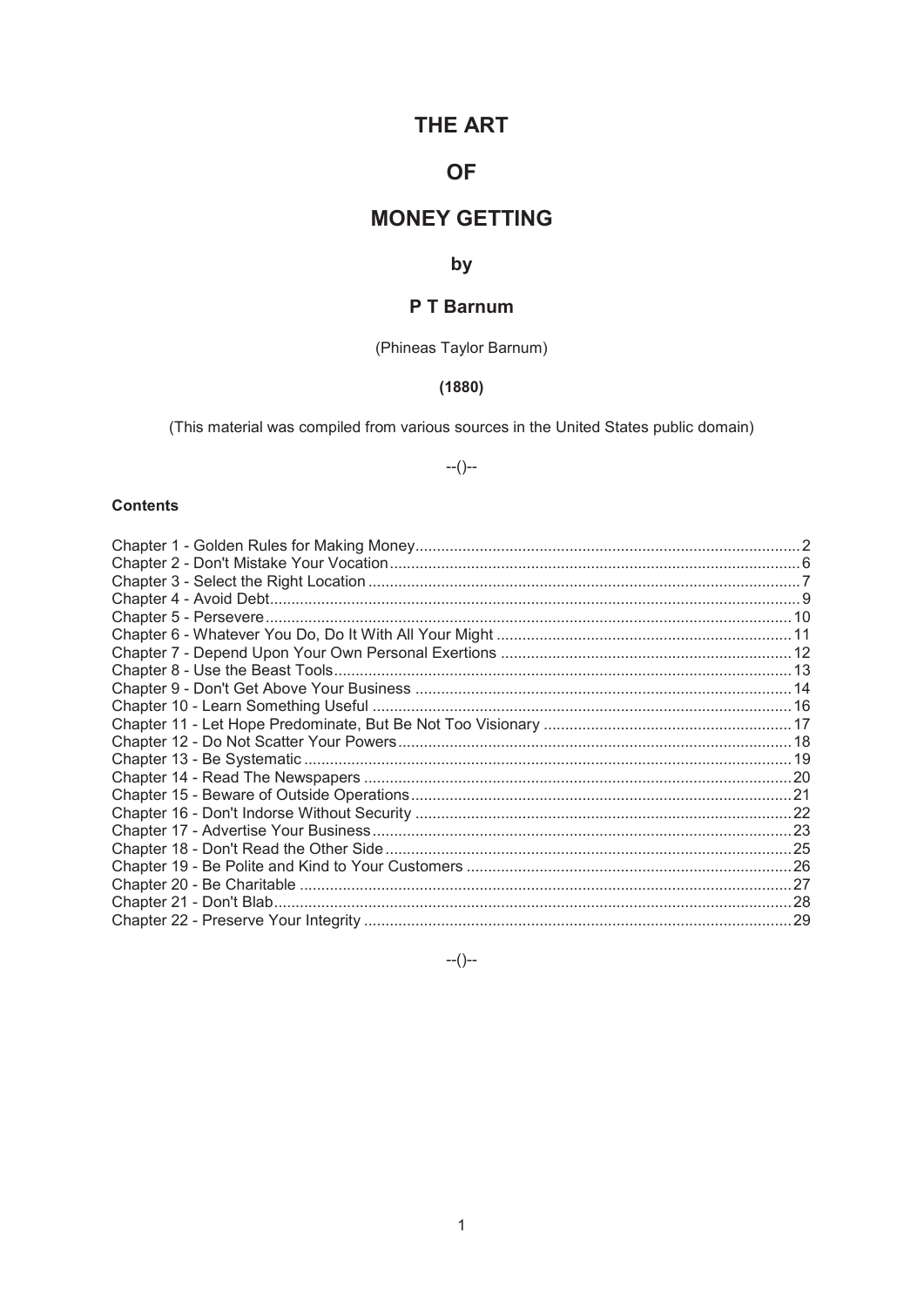# THE ART

# OF

# MONEY GETTING

## by

## P T Barnum

(Phineas Taylor Barnum)

**(1880)**

(This material was compiled from various sources in the United States public domain)

--()--

**Contents**

Chapter 1 - Golden Rules for Making Money.......... 2
Chapter 2 - Don't Mistake Your Vocation.......... 6
Chapter 3 - Select the Right Location.......... 7
Chapter 4 - Avoid Debt.......... 9
Chapter 5 - Persevere.......... 10
Chapter 6 - Whatever You Do, Do It With All Your Might.......... 11
Chapter 7 - Depend Upon Your Own Personal Exertions.......... 12
Chapter 8 - Use the Beast Tools.......... 13
Chapter 9 - Don't Get Above Your Business.......... 14
Chapter 10 - Learn Something Useful.......... 16
Chapter 11 - Let Hope Predominate, But Be Not Too Visionary.......... 17
Chapter 12 - Do Not Scatter Your Powers.......... 18
Chapter 13 - Be Systematic.......... 19
Chapter 14 - Read The Newspapers.......... 20
Chapter 15 - Beware of Outside Operations.......... 21
Chapter 16 - Don't Indorse Without Security.......... 22
Chapter 17 - Advertise Your Business.......... 23
Chapter 18 - Don't Read the Other Side.......... 25
Chapter 19 - Be Polite and Kind to Your Customers.......... 26
Chapter 20 - Be Charitable.......... 27
Chapter 21 - Don't Blab.......... 28
Chapter 22 - Preserve Your Integrity.......... 29

--()--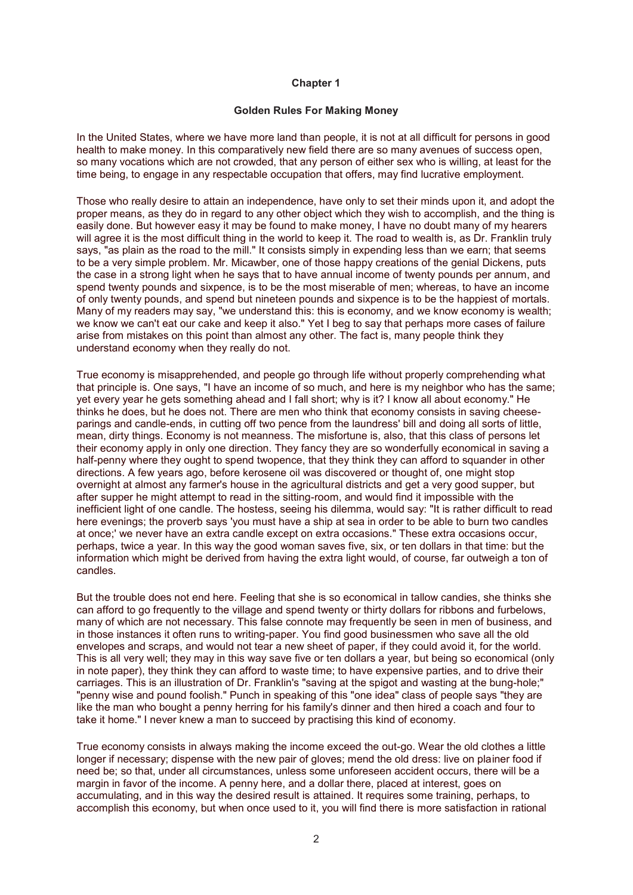## Chapter 1

### Golden Rules For Making Money

In the United States, where we have more land than people, it is not at all difficult for persons in good health to make money. In this comparatively new field there are so many avenues of success open, so many vocations which are not crowded, that any person of either sex who is willing, at least for the time being, to engage in any respectable occupation that offers, may find lucrative employment.

Those who really desire to attain an independence, have only to set their minds upon it, and adopt the proper means, as they do in regard to any other object which they wish to accomplish, and the thing is easily done. But however easy it may be found to make money, I have no doubt many of my hearers will agree it is the most difficult thing in the world to keep it. The road to wealth is, as Dr. Franklin truly says, "as plain as the road to the mill." It consists simply in expending less than we earn; that seems to be a very simple problem. Mr. Micawber, one of those happy creations of the genial Dickens, puts the case in a strong light when he says that to have annual income of twenty pounds per annum, and spend twenty pounds and sixpence, is to be the most miserable of men; whereas, to have an income of only twenty pounds, and spend but nineteen pounds and sixpence is to be the happiest of mortals. Many of my readers may say, "we understand this: this is economy, and we know economy is wealth; we know we can't eat our cake and keep it also." Yet I beg to say that perhaps more cases of failure arise from mistakes on this point than almost any other. The fact is, many people think they understand economy when they really do not.

True economy is misapprehended, and people go through life without properly comprehending what that principle is. One says, "I have an income of so much, and here is my neighbor who has the same; yet every year he gets something ahead and I fall short; why is it? I know all about economy." He thinks he does, but he does not. There are men who think that economy consists in saving cheese-parings and candle-ends, in cutting off two pence from the laundress' bill and doing all sorts of little, mean, dirty things. Economy is not meanness. The misfortune is, also, that this class of persons let their economy apply in only one direction. They fancy they are so wonderfully economical in saving a half-penny where they ought to spend twopence, that they think they can afford to squander in other directions. A few years ago, before kerosene oil was discovered or thought of, one might stop overnight at almost any farmer's house in the agricultural districts and get a very good supper, but after supper he might attempt to read in the sitting-room, and would find it impossible with the inefficient light of one candle. The hostess, seeing his dilemma, would say: "It is rather difficult to read here evenings; the proverb says 'you must have a ship at sea in order to be able to burn two candles at once;' we never have an extra candle except on extra occasions." These extra occasions occur, perhaps, twice a year. In this way the good woman saves five, six, or ten dollars in that time: but the information which might be derived from having the extra light would, of course, far outweigh a ton of candles.

But the trouble does not end here. Feeling that she is so economical in tallow candies, she thinks she can afford to go frequently to the village and spend twenty or thirty dollars for ribbons and furbelows, many of which are not necessary. This false connote may frequently be seen in men of business, and in those instances it often runs to writing-paper. You find good businessmen who save all the old envelopes and scraps, and would not tear a new sheet of paper, if they could avoid it, for the world. This is all very well; they may in this way save five or ten dollars a year, but being so economical (only in note paper), they think they can afford to waste time; to have expensive parties, and to drive their carriages. This is an illustration of Dr. Franklin's "saving at the spigot and wasting at the bung-hole;" "penny wise and pound foolish." Punch in speaking of this "one idea" class of people says "they are like the man who bought a penny herring for his family's dinner and then hired a coach and four to take it home." I never knew a man to succeed by practising this kind of economy.

True economy consists in always making the income exceed the out-go. Wear the old clothes a little longer if necessary; dispense with the new pair of gloves; mend the old dress: live on plainer food if need be; so that, under all circumstances, unless some unforeseen accident occurs, there will be a margin in favor of the income. A penny here, and a dollar there, placed at interest, goes on accumulating, and in this way the desired result is attained. It requires some training, perhaps, to accomplish this economy, but when once used to it, you will find there is more satisfaction in rational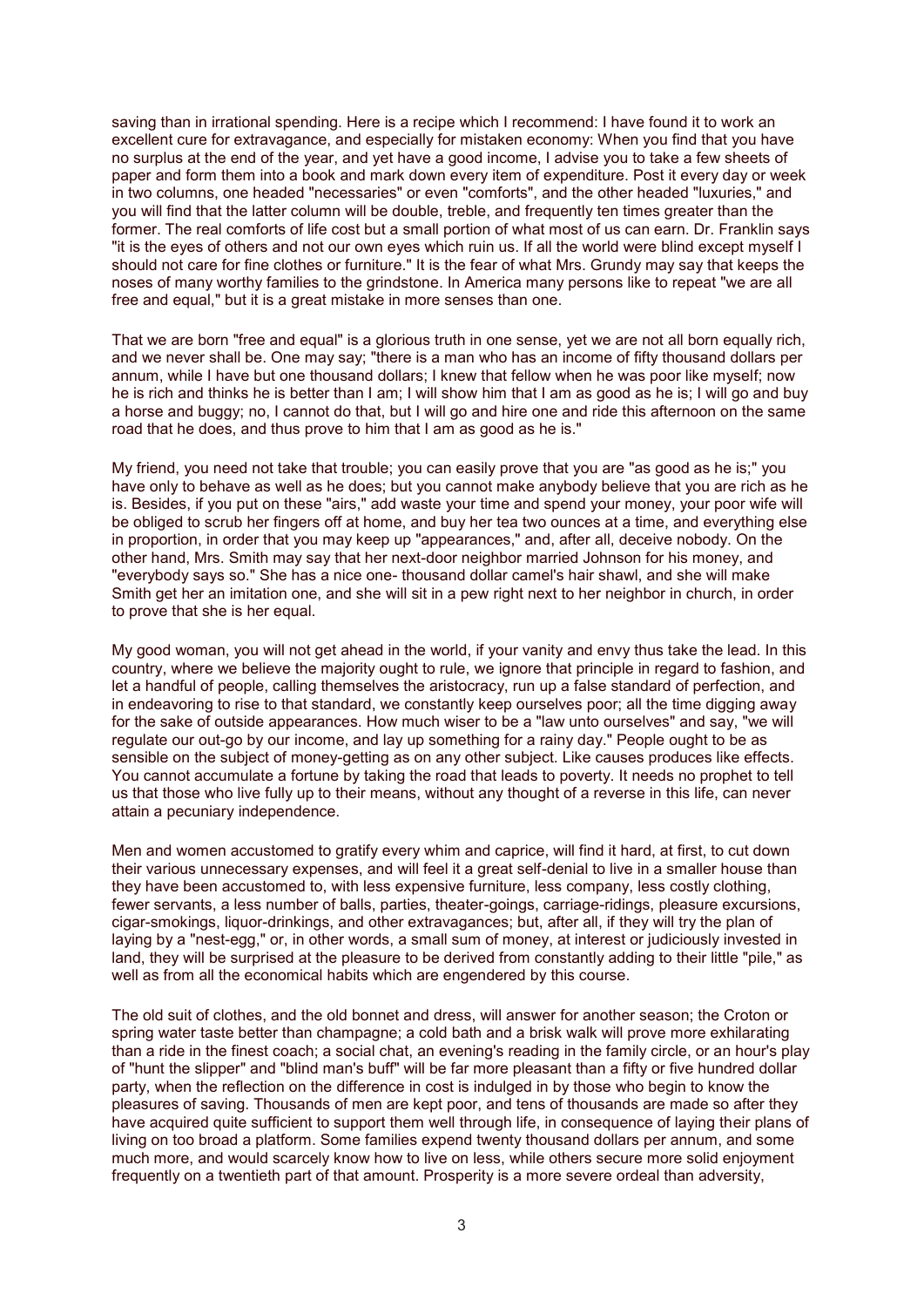saving than in irrational spending. Here is a recipe which I recommend: I have found it to work an excellent cure for extravagance, and especially for mistaken economy: When you find that you have no surplus at the end of the year, and yet have a good income, I advise you to take a few sheets of paper and form them into a book and mark down every item of expenditure. Post it every day or week in two columns, one headed "necessaries" or even "comforts", and the other headed "luxuries," and you will find that the latter column will be double, treble, and frequently ten times greater than the former. The real comforts of life cost but a small portion of what most of us can earn. Dr. Franklin says "it is the eyes of others and not our own eyes which ruin us. If all the world were blind except myself I should not care for fine clothes or furniture." It is the fear of what Mrs. Grundy may say that keeps the noses of many worthy families to the grindstone. In America many persons like to repeat "we are all free and equal," but it is a great mistake in more senses than one.

That we are born "free and equal" is a glorious truth in one sense, yet we are not all born equally rich, and we never shall be. One may say; "there is a man who has an income of fifty thousand dollars per annum, while I have but one thousand dollars; I knew that fellow when he was poor like myself; now he is rich and thinks he is better than I am; I will show him that I am as good as he is; I will go and buy a horse and buggy; no, I cannot do that, but I will go and hire one and ride this afternoon on the same road that he does, and thus prove to him that I am as good as he is."

My friend, you need not take that trouble; you can easily prove that you are "as good as he is;" you have only to behave as well as he does; but you cannot make anybody believe that you are rich as he is. Besides, if you put on these "airs," add waste your time and spend your money, your poor wife will be obliged to scrub her fingers off at home, and buy her tea two ounces at a time, and everything else in proportion, in order that you may keep up "appearances," and, after all, deceive nobody. On the other hand, Mrs. Smith may say that her next-door neighbor married Johnson for his money, and "everybody says so." She has a nice one- thousand dollar camel's hair shawl, and she will make Smith get her an imitation one, and she will sit in a pew right next to her neighbor in church, in order to prove that she is her equal.

My good woman, you will not get ahead in the world, if your vanity and envy thus take the lead. In this country, where we believe the majority ought to rule, we ignore that principle in regard to fashion, and let a handful of people, calling themselves the aristocracy, run up a false standard of perfection, and in endeavoring to rise to that standard, we constantly keep ourselves poor; all the time digging away for the sake of outside appearances. How much wiser to be a "law unto ourselves" and say, "we will regulate our out-go by our income, and lay up something for a rainy day." People ought to be as sensible on the subject of money-getting as on any other subject. Like causes produces like effects. You cannot accumulate a fortune by taking the road that leads to poverty. It needs no prophet to tell us that those who live fully up to their means, without any thought of a reverse in this life, can never attain a pecuniary independence.

Men and women accustomed to gratify every whim and caprice, will find it hard, at first, to cut down their various unnecessary expenses, and will feel it a great self-denial to live in a smaller house than they have been accustomed to, with less expensive furniture, less company, less costly clothing, fewer servants, a less number of balls, parties, theater-goings, carriage-ridings, pleasure excursions, cigar-smokings, liquor-drinkings, and other extravagances; but, after all, if they will try the plan of laying by a "nest-egg," or, in other words, a small sum of money, at interest or judiciously invested in land, they will be surprised at the pleasure to be derived from constantly adding to their little "pile," as well as from all the economical habits which are engendered by this course.

The old suit of clothes, and the old bonnet and dress, will answer for another season; the Croton or spring water taste better than champagne; a cold bath and a brisk walk will prove more exhilarating than a ride in the finest coach; a social chat, an evening's reading in the family circle, or an hour's play of "hunt the slipper" and "blind man's buff" will be far more pleasant than a fifty or five hundred dollar party, when the reflection on the difference in cost is indulged in by those who begin to know the pleasures of saving. Thousands of men are kept poor, and tens of thousands are made so after they have acquired quite sufficient to support them well through life, in consequence of laying their plans of living on too broad a platform. Some families expend twenty thousand dollars per annum, and some much more, and would scarcely know how to live on less, while others secure more solid enjoyment frequently on a twentieth part of that amount. Prosperity is a more severe ordeal than adversity,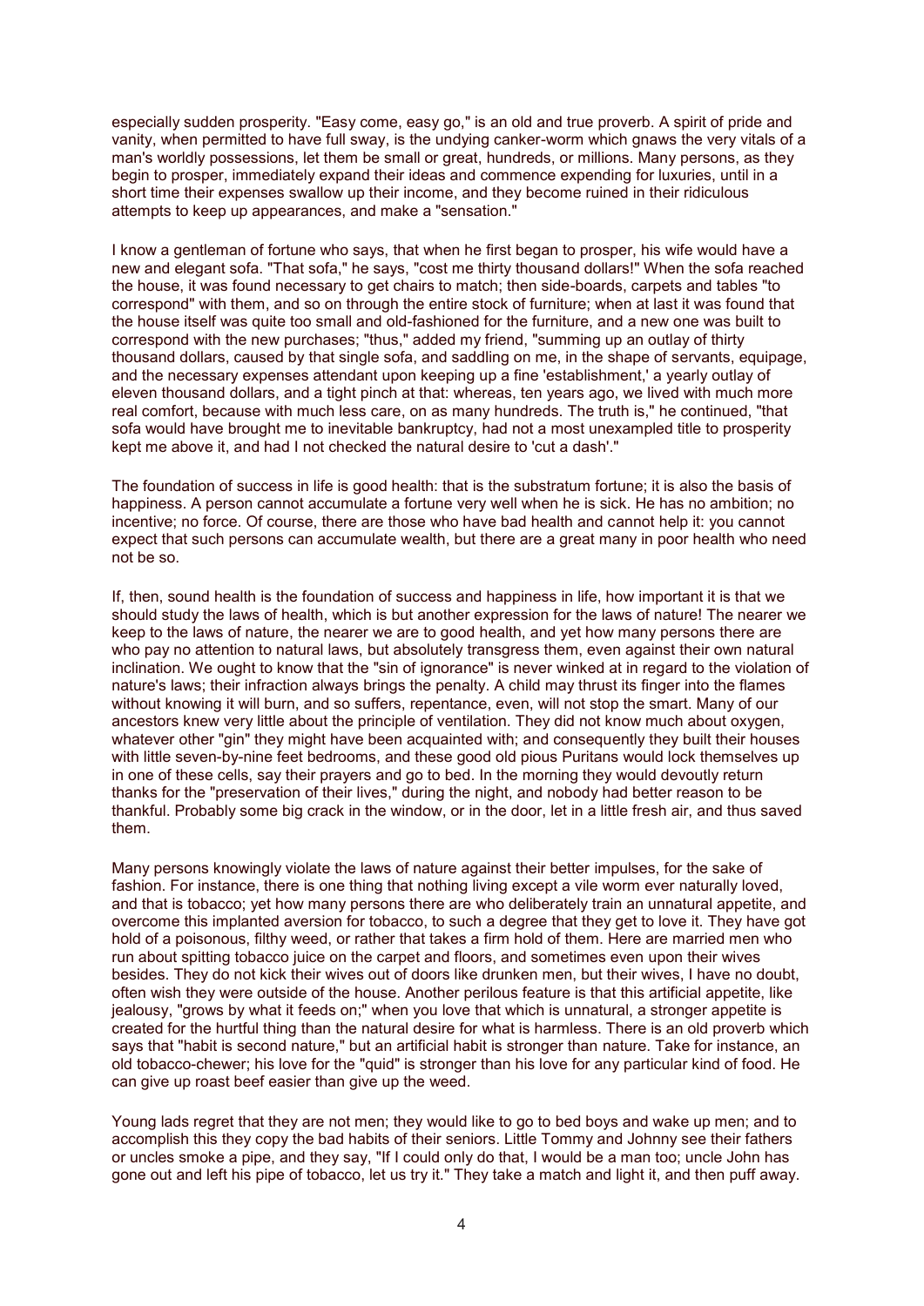especially sudden prosperity. "Easy come, easy go," is an old and true proverb. A spirit of pride and vanity, when permitted to have full sway, is the undying canker-worm which gnaws the very vitals of a man's worldly possessions, let them be small or great, hundreds, or millions. Many persons, as they begin to prosper, immediately expand their ideas and commence expending for luxuries, until in a short time their expenses swallow up their income, and they become ruined in their ridiculous attempts to keep up appearances, and make a "sensation."

I know a gentleman of fortune who says, that when he first began to prosper, his wife would have a new and elegant sofa. "That sofa," he says, "cost me thirty thousand dollars!" When the sofa reached the house, it was found necessary to get chairs to match; then side-boards, carpets and tables "to correspond" with them, and so on through the entire stock of furniture; when at last it was found that the house itself was quite too small and old-fashioned for the furniture, and a new one was built to correspond with the new purchases; "thus," added my friend, "summing up an outlay of thirty thousand dollars, caused by that single sofa, and saddling on me, in the shape of servants, equipage, and the necessary expenses attendant upon keeping up a fine 'establishment,' a yearly outlay of eleven thousand dollars, and a tight pinch at that: whereas, ten years ago, we lived with much more real comfort, because with much less care, on as many hundreds. The truth is," he continued, "that sofa would have brought me to inevitable bankruptcy, had not a most unexampled title to prosperity kept me above it, and had I not checked the natural desire to 'cut a dash'."

The foundation of success in life is good health: that is the substratum fortune; it is also the basis of happiness. A person cannot accumulate a fortune very well when he is sick. He has no ambition; no incentive; no force. Of course, there are those who have bad health and cannot help it: you cannot expect that such persons can accumulate wealth, but there are a great many in poor health who need not be so.

If, then, sound health is the foundation of success and happiness in life, how important it is that we should study the laws of health, which is but another expression for the laws of nature! The nearer we keep to the laws of nature, the nearer we are to good health, and yet how many persons there are who pay no attention to natural laws, but absolutely transgress them, even against their own natural inclination. We ought to know that the "sin of ignorance" is never winked at in regard to the violation of nature's laws; their infraction always brings the penalty. A child may thrust its finger into the flames without knowing it will burn, and so suffers, repentance, even, will not stop the smart. Many of our ancestors knew very little about the principle of ventilation. They did not know much about oxygen, whatever other "gin" they might have been acquainted with; and consequently they built their houses with little seven-by-nine feet bedrooms, and these good old pious Puritans would lock themselves up in one of these cells, say their prayers and go to bed. In the morning they would devoutly return thanks for the "preservation of their lives," during the night, and nobody had better reason to be thankful. Probably some big crack in the window, or in the door, let in a little fresh air, and thus saved them.

Many persons knowingly violate the laws of nature against their better impulses, for the sake of fashion. For instance, there is one thing that nothing living except a vile worm ever naturally loved, and that is tobacco; yet how many persons there are who deliberately train an unnatural appetite, and overcome this implanted aversion for tobacco, to such a degree that they get to love it. They have got hold of a poisonous, filthy weed, or rather that takes a firm hold of them. Here are married men who run about spitting tobacco juice on the carpet and floors, and sometimes even upon their wives besides. They do not kick their wives out of doors like drunken men, but their wives, I have no doubt, often wish they were outside of the house. Another perilous feature is that this artificial appetite, like jealousy, "grows by what it feeds on;" when you love that which is unnatural, a stronger appetite is created for the hurtful thing than the natural desire for what is harmless. There is an old proverb which says that "habit is second nature," but an artificial habit is stronger than nature. Take for instance, an old tobacco-chewer; his love for the "quid" is stronger than his love for any particular kind of food. He can give up roast beef easier than give up the weed.

Young lads regret that they are not men; they would like to go to bed boys and wake up men; and to accomplish this they copy the bad habits of their seniors. Little Tommy and Johnny see their fathers or uncles smoke a pipe, and they say, "If I could only do that, I would be a man too; uncle John has gone out and left his pipe of tobacco, let us try it." They take a match and light it, and then puff away.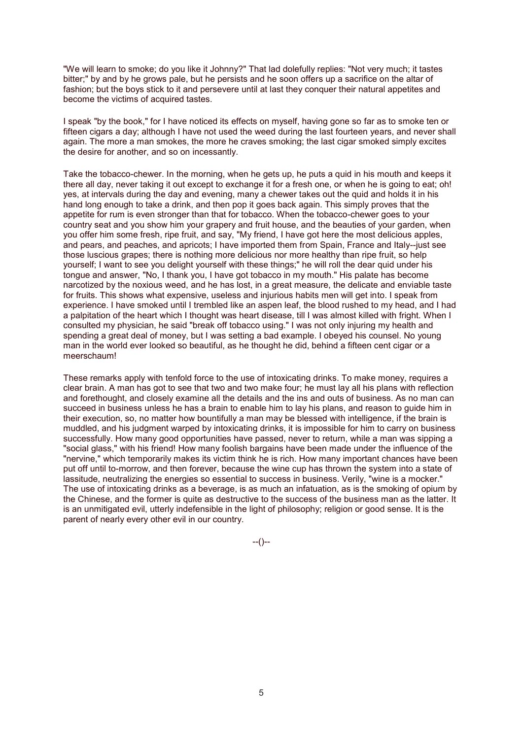"We will learn to smoke; do you like it Johnny?" That lad dolefully replies: "Not very much; it tastes bitter;" by and by he grows pale, but he persists and he soon offers up a sacrifice on the altar of fashion; but the boys stick to it and persevere until at last they conquer their natural appetites and become the victims of acquired tastes.

I speak "by the book," for I have noticed its effects on myself, having gone so far as to smoke ten or fifteen cigars a day; although I have not used the weed during the last fourteen years, and never shall again. The more a man smokes, the more he craves smoking; the last cigar smoked simply excites the desire for another, and so on incessantly.

Take the tobacco-chewer. In the morning, when he gets up, he puts a quid in his mouth and keeps it there all day, never taking it out except to exchange it for a fresh one, or when he is going to eat; oh! yes, at intervals during the day and evening, many a chewer takes out the quid and holds it in his hand long enough to take a drink, and then pop it goes back again. This simply proves that the appetite for rum is even stronger than that for tobacco. When the tobacco-chewer goes to your country seat and you show him your grapery and fruit house, and the beauties of your garden, when you offer him some fresh, ripe fruit, and say, "My friend, I have got here the most delicious apples, and pears, and peaches, and apricots; I have imported them from Spain, France and Italy--just see those luscious grapes; there is nothing more delicious nor more healthy than ripe fruit, so help yourself; I want to see you delight yourself with these things;" he will roll the dear quid under his tongue and answer, "No, I thank you, I have got tobacco in my mouth." His palate has become narcotized by the noxious weed, and he has lost, in a great measure, the delicate and enviable taste for fruits. This shows what expensive, useless and injurious habits men will get into. I speak from experience. I have smoked until I trembled like an aspen leaf, the blood rushed to my head, and I had a palpitation of the heart which I thought was heart disease, till I was almost killed with fright. When I consulted my physician, he said "break off tobacco using." I was not only injuring my health and spending a great deal of money, but I was setting a bad example. I obeyed his counsel. No young man in the world ever looked so beautiful, as he thought he did, behind a fifteen cent cigar or a meerschaum!

These remarks apply with tenfold force to the use of intoxicating drinks. To make money, requires a clear brain. A man has got to see that two and two make four; he must lay all his plans with reflection and forethought, and closely examine all the details and the ins and outs of business. As no man can succeed in business unless he has a brain to enable him to lay his plans, and reason to guide him in their execution, so, no matter how bountifully a man may be blessed with intelligence, if the brain is muddled, and his judgment warped by intoxicating drinks, it is impossible for him to carry on business successfully. How many good opportunities have passed, never to return, while a man was sipping a "social glass," with his friend! How many foolish bargains have been made under the influence of the "nervine," which temporarily makes its victim think he is rich. How many important chances have been put off until to-morrow, and then forever, because the wine cup has thrown the system into a state of lassitude, neutralizing the energies so essential to success in business. Verily, "wine is a mocker." The use of intoxicating drinks as a beverage, is as much an infatuation, as is the smoking of opium by the Chinese, and the former is quite as destructive to the success of the business man as the latter. It is an unmitigated evil, utterly indefensible in the light of philosophy; religion or good sense. It is the parent of nearly every other evil in our country.

--()--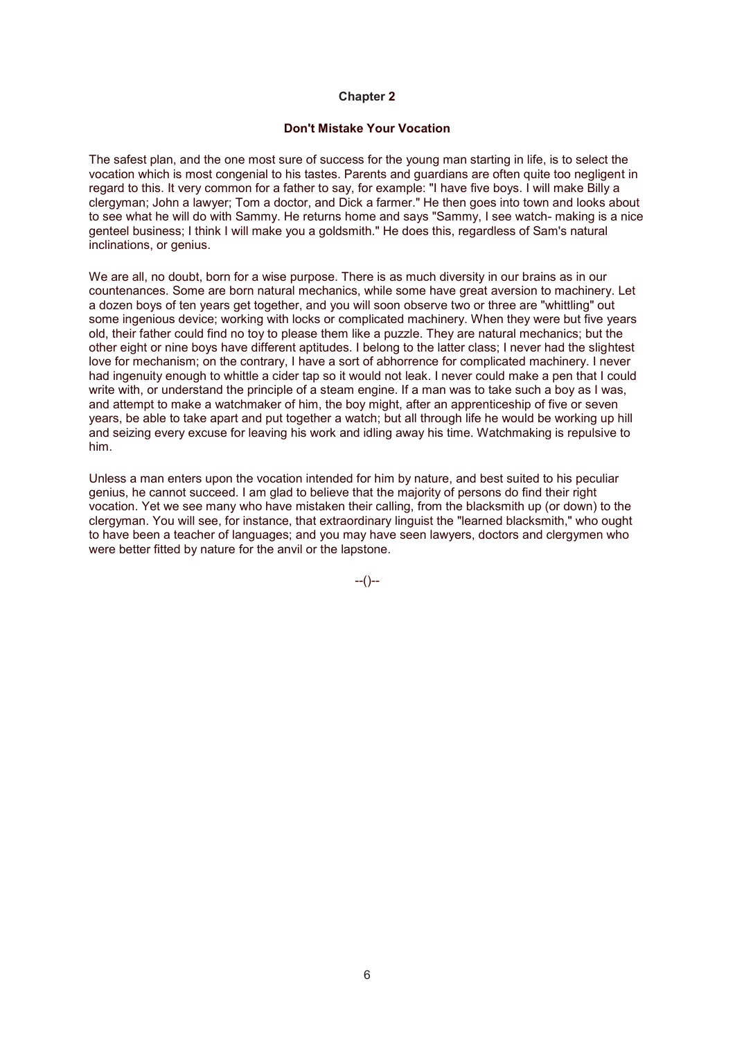## Chapter 2

### Don't Mistake Your Vocation

The safest plan, and the one most sure of success for the young man starting in life, is to select the vocation which is most congenial to his tastes. Parents and guardians are often quite too negligent in regard to this. It very common for a father to say, for example: "I have five boys. I will make Billy a clergyman; John a lawyer; Tom a doctor, and Dick a farmer." He then goes into town and looks about to see what he will do with Sammy. He returns home and says "Sammy, I see watch- making is a nice genteel business; I think I will make you a goldsmith." He does this, regardless of Sam's natural inclinations, or genius.

We are all, no doubt, born for a wise purpose. There is as much diversity in our brains as in our countenances. Some are born natural mechanics, while some have great aversion to machinery. Let a dozen boys of ten years get together, and you will soon observe two or three are "whittling" out some ingenious device; working with locks or complicated machinery. When they were but five years old, their father could find no toy to please them like a puzzle. They are natural mechanics; but the other eight or nine boys have different aptitudes. I belong to the latter class; I never had the slightest love for mechanism; on the contrary, I have a sort of abhorrence for complicated machinery. I never had ingenuity enough to whittle a cider tap so it would not leak. I never could make a pen that I could write with, or understand the principle of a steam engine. If a man was to take such a boy as I was, and attempt to make a watchmaker of him, the boy might, after an apprenticeship of five or seven years, be able to take apart and put together a watch; but all through life he would be working up hill and seizing every excuse for leaving his work and idling away his time. Watchmaking is repulsive to him.

Unless a man enters upon the vocation intended for him by nature, and best suited to his peculiar genius, he cannot succeed. I am glad to believe that the majority of persons do find their right vocation. Yet we see many who have mistaken their calling, from the blacksmith up (or down) to the clergyman. You will see, for instance, that extraordinary linguist the "learned blacksmith," who ought to have been a teacher of languages; and you may have seen lawyers, doctors and clergymen who were better fitted by nature for the anvil or the lapstone.

--()--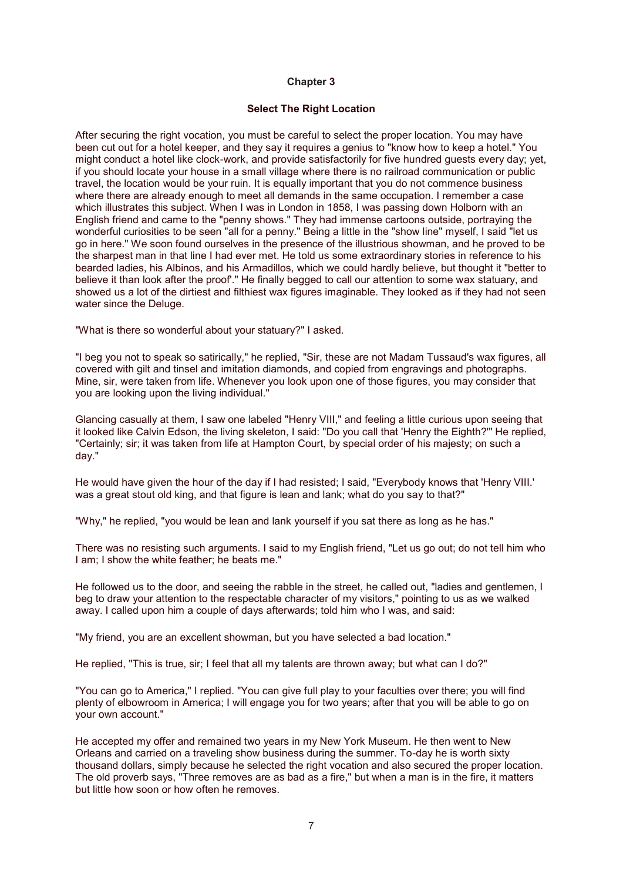## Chapter 3

### Select The Right Location

After securing the right vocation, you must be careful to select the proper location. You may have been cut out for a hotel keeper, and they say it requires a genius to "know how to keep a hotel." You might conduct a hotel like clock-work, and provide satisfactorily for five hundred guests every day; yet, if you should locate your house in a small village where there is no railroad communication or public travel, the location would be your ruin. It is equally important that you do not commence business where there are already enough to meet all demands in the same occupation. I remember a case which illustrates this subject. When I was in London in 1858, I was passing down Holborn with an English friend and came to the "penny shows." They had immense cartoons outside, portraying the wonderful curiosities to be seen "all for a penny." Being a little in the "show line" myself, I said "let us go in here." We soon found ourselves in the presence of the illustrious showman, and he proved to be the sharpest man in that line I had ever met. He told us some extraordinary stories in reference to his bearded ladies, his Albinos, and his Armadillos, which we could hardly believe, but thought it "better to believe it than look after the proof'." He finally begged to call our attention to some wax statuary, and showed us a lot of the dirtiest and filthiest wax figures imaginable. They looked as if they had not seen water since the Deluge.

"What is there so wonderful about your statuary?" I asked.

"I beg you not to speak so satirically," he replied, "Sir, these are not Madam Tussaud's wax figures, all covered with gilt and tinsel and imitation diamonds, and copied from engravings and photographs. Mine, sir, were taken from life. Whenever you look upon one of those figures, you may consider that you are looking upon the living individual."

Glancing casually at them, I saw one labeled "Henry VIII," and feeling a little curious upon seeing that it looked like Calvin Edson, the living skeleton, I said: "Do you call that 'Henry the Eighth?'" He replied, "Certainly; sir; it was taken from life at Hampton Court, by special order of his majesty; on such a day."

He would have given the hour of the day if I had resisted; I said, "Everybody knows that 'Henry VIII.' was a great stout old king, and that figure is lean and lank; what do you say to that?"

"Why," he replied, "you would be lean and lank yourself if you sat there as long as he has."

There was no resisting such arguments. I said to my English friend, "Let us go out; do not tell him who I am; I show the white feather; he beats me."

He followed us to the door, and seeing the rabble in the street, he called out, "ladies and gentlemen, I beg to draw your attention to the respectable character of my visitors," pointing to us as we walked away. I called upon him a couple of days afterwards; told him who I was, and said:

"My friend, you are an excellent showman, but you have selected a bad location."

He replied, "This is true, sir; I feel that all my talents are thrown away; but what can I do?"

"You can go to America," I replied. "You can give full play to your faculties over there; you will find plenty of elbowroom in America; I will engage you for two years; after that you will be able to go on your own account."

He accepted my offer and remained two years in my New York Museum. He then went to New Orleans and carried on a traveling show business during the summer. To-day he is worth sixty thousand dollars, simply because he selected the right vocation and also secured the proper location. The old proverb says, "Three removes are as bad as a fire," but when a man is in the fire, it matters but little how soon or how often he removes.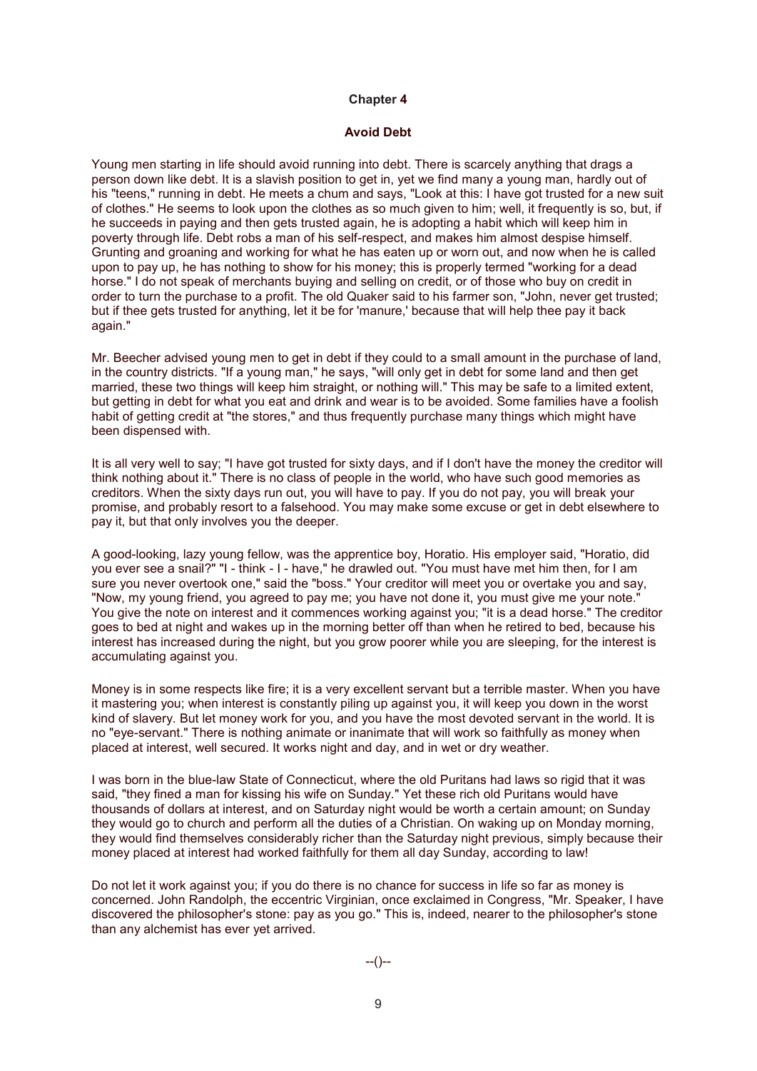## Chapter 4

### Avoid Debt

Young men starting in life should avoid running into debt. There is scarcely anything that drags a person down like debt. It is a slavish position to get in, yet we find many a young man, hardly out of his "teens," running in debt. He meets a chum and says, "Look at this: I have got trusted for a new suit of clothes." He seems to look upon the clothes as so much given to him; well, it frequently is so, but, if he succeeds in paying and then gets trusted again, he is adopting a habit which will keep him in poverty through life. Debt robs a man of his self-respect, and makes him almost despise himself. Grunting and groaning and working for what he has eaten up or worn out, and now when he is called upon to pay up, he has nothing to show for his money; this is properly termed "working for a dead horse." I do not speak of merchants buying and selling on credit, or of those who buy on credit in order to turn the purchase to a profit. The old Quaker said to his farmer son, "John, never get trusted; but if thee gets trusted for anything, let it be for 'manure,' because that will help thee pay it back again."

Mr. Beecher advised young men to get in debt if they could to a small amount in the purchase of land, in the country districts. "If a young man," he says, "will only get in debt for some land and then get married, these two things will keep him straight, or nothing will." This may be safe to a limited extent, but getting in debt for what you eat and drink and wear is to be avoided. Some families have a foolish habit of getting credit at "the stores," and thus frequently purchase many things which might have been dispensed with.

It is all very well to say; "I have got trusted for sixty days, and if I don't have the money the creditor will think nothing about it." There is no class of people in the world, who have such good memories as creditors. When the sixty days run out, you will have to pay. If you do not pay, you will break your promise, and probably resort to a falsehood. You may make some excuse or get in debt elsewhere to pay it, but that only involves you the deeper.

A good-looking, lazy young fellow, was the apprentice boy, Horatio. His employer said, "Horatio, did you ever see a snail?" "I - think - I - have," he drawled out. "You must have met him then, for I am sure you never overtook one," said the "boss." Your creditor will meet you or overtake you and say, "Now, my young friend, you agreed to pay me; you have not done it, you must give me your note." You give the note on interest and it commences working against you; "it is a dead horse." The creditor goes to bed at night and wakes up in the morning better off than when he retired to bed, because his interest has increased during the night, but you grow poorer while you are sleeping, for the interest is accumulating against you.

Money is in some respects like fire; it is a very excellent servant but a terrible master. When you have it mastering you; when interest is constantly piling up against you, it will keep you down in the worst kind of slavery. But let money work for you, and you have the most devoted servant in the world. It is no "eye-servant." There is nothing animate or inanimate that will work so faithfully as money when placed at interest, well secured. It works night and day, and in wet or dry weather.

I was born in the blue-law State of Connecticut, where the old Puritans had laws so rigid that it was said, "they fined a man for kissing his wife on Sunday." Yet these rich old Puritans would have thousands of dollars at interest, and on Saturday night would be worth a certain amount; on Sunday they would go to church and perform all the duties of a Christian. On waking up on Monday morning, they would find themselves considerably richer than the Saturday night previous, simply because their money placed at interest had worked faithfully for them all day Sunday, according to law!

Do not let it work against you; if you do there is no chance for success in life so far as money is concerned. John Randolph, the eccentric Virginian, once exclaimed in Congress, "Mr. Speaker, I have discovered the philosopher's stone: pay as you go." This is, indeed, nearer to the philosopher's stone than any alchemist has ever yet arrived.

--()--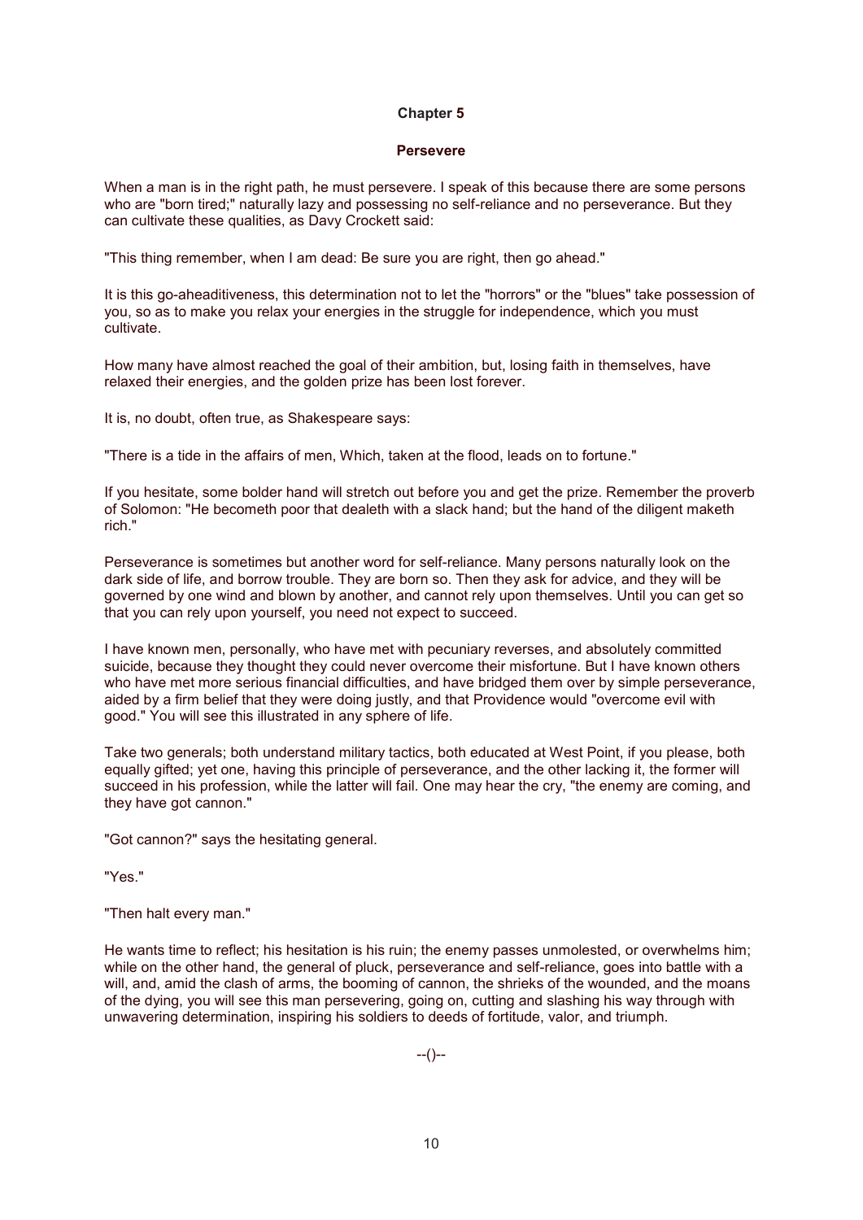## Chapter 5

### Persevere

When a man is in the right path, he must persevere. I speak of this because there are some persons who are "born tired;" naturally lazy and possessing no self-reliance and no perseverance. But they can cultivate these qualities, as Davy Crockett said:

"This thing remember, when I am dead: Be sure you are right, then go ahead."

It is this go-aheaditiveness, this determination not to let the "horrors" or the "blues" take possession of you, so as to make you relax your energies in the struggle for independence, which you must cultivate.

How many have almost reached the goal of their ambition, but, losing faith in themselves, have relaxed their energies, and the golden prize has been lost forever.

It is, no doubt, often true, as Shakespeare says:

"There is a tide in the affairs of men, Which, taken at the flood, leads on to fortune."

If you hesitate, some bolder hand will stretch out before you and get the prize. Remember the proverb of Solomon: "He becometh poor that dealeth with a slack hand; but the hand of the diligent maketh rich."

Perseverance is sometimes but another word for self-reliance. Many persons naturally look on the dark side of life, and borrow trouble. They are born so. Then they ask for advice, and they will be governed by one wind and blown by another, and cannot rely upon themselves. Until you can get so that you can rely upon yourself, you need not expect to succeed.

I have known men, personally, who have met with pecuniary reverses, and absolutely committed suicide, because they thought they could never overcome their misfortune. But I have known others who have met more serious financial difficulties, and have bridged them over by simple perseverance, aided by a firm belief that they were doing justly, and that Providence would "overcome evil with good." You will see this illustrated in any sphere of life.

Take two generals; both understand military tactics, both educated at West Point, if you please, both equally gifted; yet one, having this principle of perseverance, and the other lacking it, the former will succeed in his profession, while the latter will fail. One may hear the cry, "the enemy are coming, and they have got cannon."

"Got cannon?" says the hesitating general.

"Yes."

"Then halt every man."

He wants time to reflect; his hesitation is his ruin; the enemy passes unmolested, or overwhelms him; while on the other hand, the general of pluck, perseverance and self-reliance, goes into battle with a will, and, amid the clash of arms, the booming of cannon, the shrieks of the wounded, and the moans of the dying, you will see this man persevering, going on, cutting and slashing his way through with unwavering determination, inspiring his soldiers to deeds of fortitude, valor, and triumph.

--()--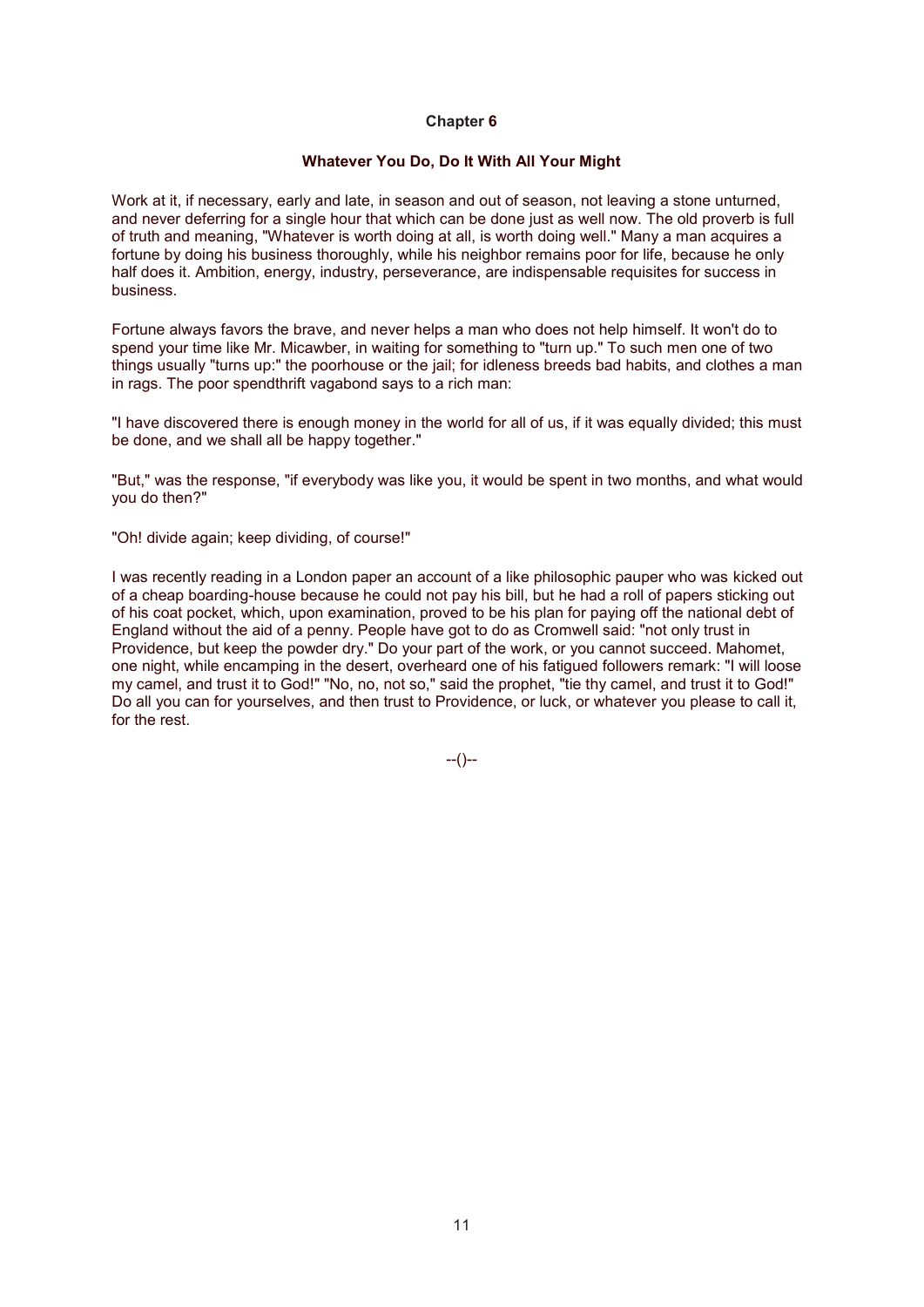## Chapter 6

### Whatever You Do, Do It With All Your Might

Work at it, if necessary, early and late, in season and out of season, not leaving a stone unturned, and never deferring for a single hour that which can be done just as well now. The old proverb is full of truth and meaning, "Whatever is worth doing at all, is worth doing well." Many a man acquires a fortune by doing his business thoroughly, while his neighbor remains poor for life, because he only half does it. Ambition, energy, industry, perseverance, are indispensable requisites for success in business.

Fortune always favors the brave, and never helps a man who does not help himself. It won't do to spend your time like Mr. Micawber, in waiting for something to "turn up." To such men one of two things usually "turns up:" the poorhouse or the jail; for idleness breeds bad habits, and clothes a man in rags. The poor spendthrift vagabond says to a rich man:

"I have discovered there is enough money in the world for all of us, if it was equally divided; this must be done, and we shall all be happy together."

"But," was the response, "if everybody was like you, it would be spent in two months, and what would you do then?"

"Oh! divide again; keep dividing, of course!"

I was recently reading in a London paper an account of a like philosophic pauper who was kicked out of a cheap boarding-house because he could not pay his bill, but he had a roll of papers sticking out of his coat pocket, which, upon examination, proved to be his plan for paying off the national debt of England without the aid of a penny. People have got to do as Cromwell said: "not only trust in Providence, but keep the powder dry." Do your part of the work, or you cannot succeed. Mahomet, one night, while encamping in the desert, overheard one of his fatigued followers remark: "I will loose my camel, and trust it to God!" "No, no, not so," said the prophet, "tie thy camel, and trust it to God!" Do all you can for yourselves, and then trust to Providence, or luck, or whatever you please to call it, for the rest.

--()--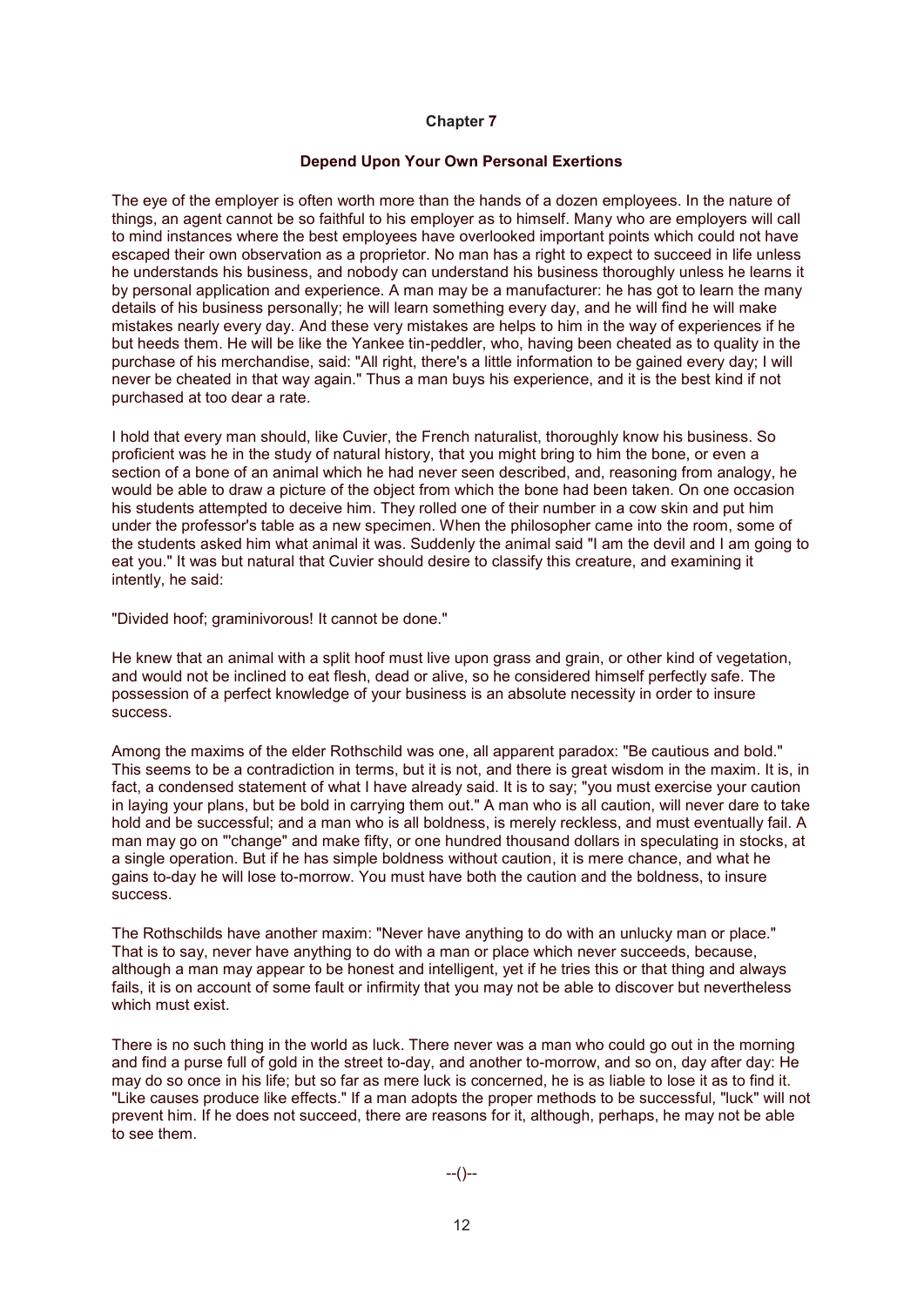## Chapter 7

### Depend Upon Your Own Personal Exertions

The eye of the employer is often worth more than the hands of a dozen employees. In the nature of things, an agent cannot be so faithful to his employer as to himself. Many who are employers will call to mind instances where the best employees have overlooked important points which could not have escaped their own observation as a proprietor. No man has a right to expect to succeed in life unless he understands his business, and nobody can understand his business thoroughly unless he learns it by personal application and experience. A man may be a manufacturer: he has got to learn the many details of his business personally; he will learn something every day, and he will find he will make mistakes nearly every day. And these very mistakes are helps to him in the way of experiences if he but heeds them. He will be like the Yankee tin-peddler, who, having been cheated as to quality in the purchase of his merchandise, said: "All right, there's a little information to be gained every day; I will never be cheated in that way again." Thus a man buys his experience, and it is the best kind if not purchased at too dear a rate.

I hold that every man should, like Cuvier, the French naturalist, thoroughly know his business. So proficient was he in the study of natural history, that you might bring to him the bone, or even a section of a bone of an animal which he had never seen described, and, reasoning from analogy, he would be able to draw a picture of the object from which the bone had been taken. On one occasion his students attempted to deceive him. They rolled one of their number in a cow skin and put him under the professor's table as a new specimen. When the philosopher came into the room, some of the students asked him what animal it was. Suddenly the animal said "I am the devil and I am going to eat you." It was but natural that Cuvier should desire to classify this creature, and examining it intently, he said:

"Divided hoof; graminivorous! It cannot be done."

He knew that an animal with a split hoof must live upon grass and grain, or other kind of vegetation, and would not be inclined to eat flesh, dead or alive, so he considered himself perfectly safe. The possession of a perfect knowledge of your business is an absolute necessity in order to insure success.

Among the maxims of the elder Rothschild was one, all apparent paradox: "Be cautious and bold." This seems to be a contradiction in terms, but it is not, and there is great wisdom in the maxim. It is, in fact, a condensed statement of what I have already said. It is to say; "you must exercise your caution in laying your plans, but be bold in carrying them out." A man who is all caution, will never dare to take hold and be successful; and a man who is all boldness, is merely reckless, and must eventually fail. A man may go on "'change" and make fifty, or one hundred thousand dollars in speculating in stocks, at a single operation. But if he has simple boldness without caution, it is mere chance, and what he gains to-day he will lose to-morrow. You must have both the caution and the boldness, to insure success.

The Rothschilds have another maxim: "Never have anything to do with an unlucky man or place." That is to say, never have anything to do with a man or place which never succeeds, because, although a man may appear to be honest and intelligent, yet if he tries this or that thing and always fails, it is on account of some fault or infirmity that you may not be able to discover but nevertheless which must exist.

There is no such thing in the world as luck. There never was a man who could go out in the morning and find a purse full of gold in the street to-day, and another to-morrow, and so on, day after day: He may do so once in his life; but so far as mere luck is concerned, he is as liable to lose it as to find it. "Like causes produce like effects." If a man adopts the proper methods to be successful, "luck" will not prevent him. If he does not succeed, there are reasons for it, although, perhaps, he may not be able to see them.

--()--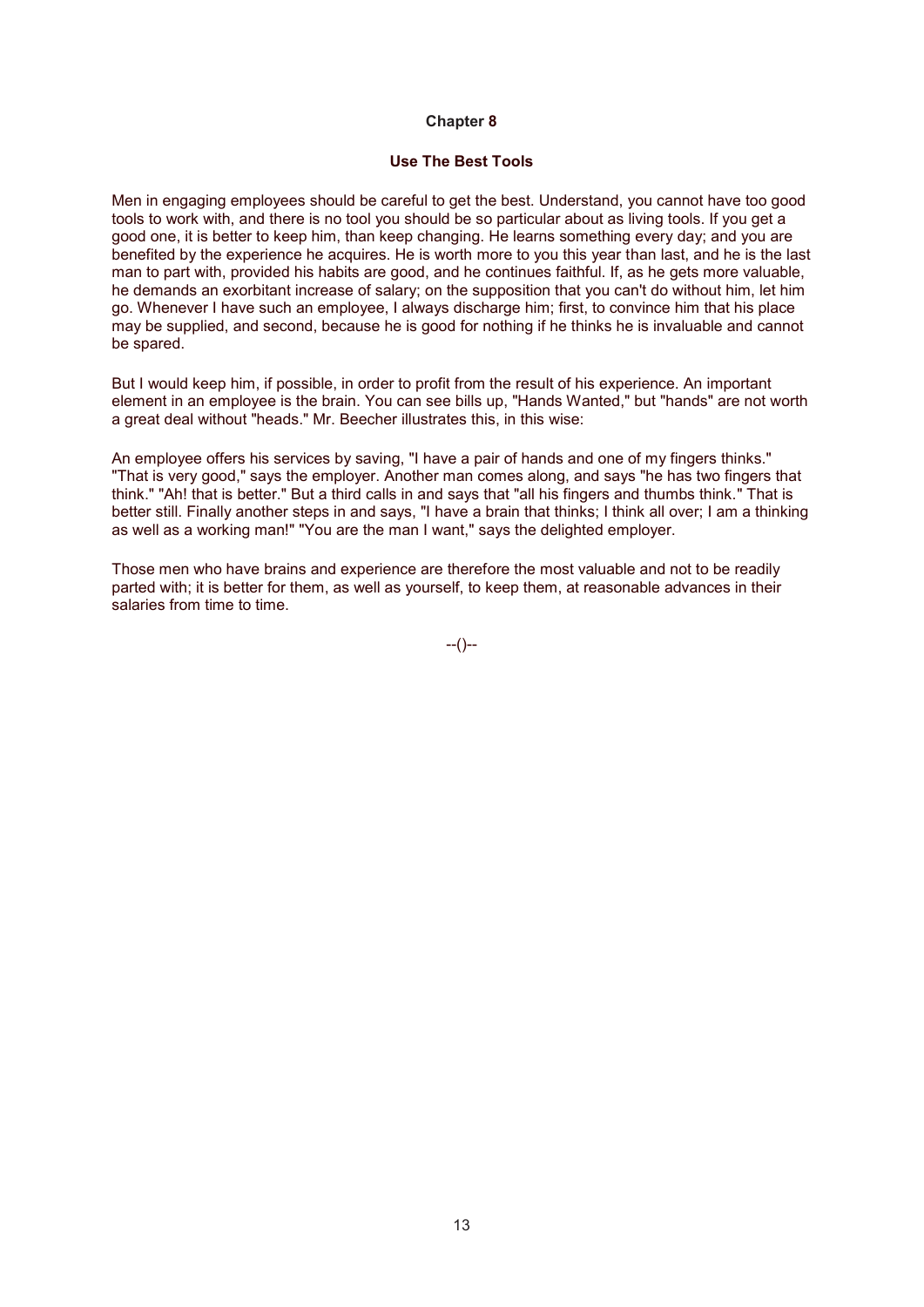## Chapter 8

### Use The Best Tools

Men in engaging employees should be careful to get the best. Understand, you cannot have too good tools to work with, and there is no tool you should be so particular about as living tools. If you get a good one, it is better to keep him, than keep changing. He learns something every day; and you are benefited by the experience he acquires. He is worth more to you this year than last, and he is the last man to part with, provided his habits are good, and he continues faithful. If, as he gets more valuable, he demands an exorbitant increase of salary; on the supposition that you can't do without him, let him go. Whenever I have such an employee, I always discharge him; first, to convince him that his place may be supplied, and second, because he is good for nothing if he thinks he is invaluable and cannot be spared.

But I would keep him, if possible, in order to profit from the result of his experience. An important element in an employee is the brain. You can see bills up, "Hands Wanted," but "hands" are not worth a great deal without "heads." Mr. Beecher illustrates this, in this wise:

An employee offers his services by saving, "I have a pair of hands and one of my fingers thinks." "That is very good," says the employer. Another man comes along, and says "he has two fingers that think." "Ah! that is better." But a third calls in and says that "all his fingers and thumbs think." That is better still. Finally another steps in and says, "I have a brain that thinks; I think all over; I am a thinking as well as a working man!" "You are the man I want," says the delighted employer.

Those men who have brains and experience are therefore the most valuable and not to be readily parted with; it is better for them, as well as yourself, to keep them, at reasonable advances in their salaries from time to time.

--()--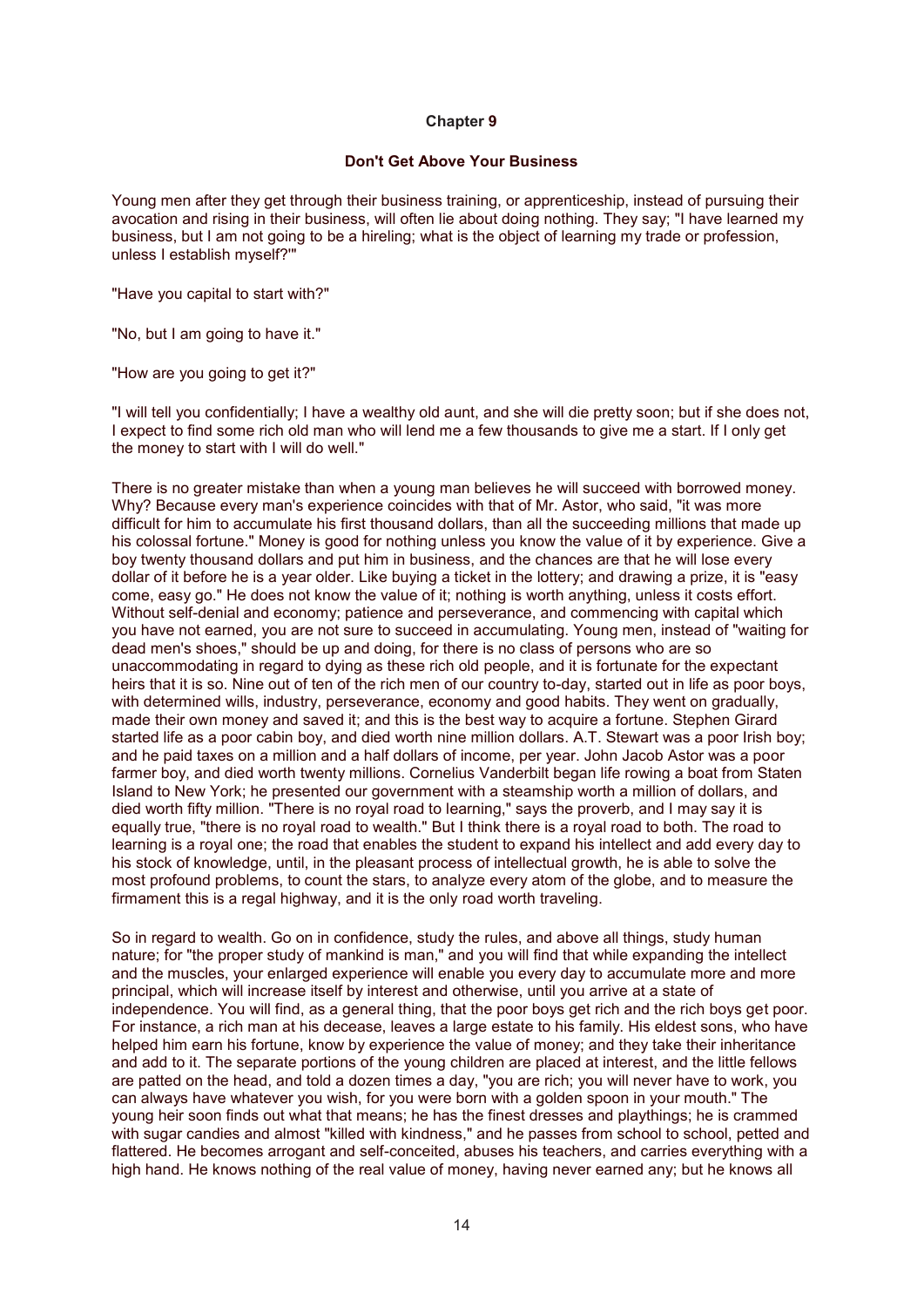## Chapter 9

### Don't Get Above Your Business

Young men after they get through their business training, or apprenticeship, instead of pursuing their avocation and rising in their business, will often lie about doing nothing. They say; "I have learned my business, but I am not going to be a hireling; what is the object of learning my trade or profession, unless I establish myself?'"

"Have you capital to start with?"

"No, but I am going to have it."

"How are you going to get it?"

"I will tell you confidentially; I have a wealthy old aunt, and she will die pretty soon; but if she does not, I expect to find some rich old man who will lend me a few thousands to give me a start. If I only get the money to start with I will do well."

There is no greater mistake than when a young man believes he will succeed with borrowed money. Why? Because every man's experience coincides with that of Mr. Astor, who said, "it was more difficult for him to accumulate his first thousand dollars, than all the succeeding millions that made up his colossal fortune." Money is good for nothing unless you know the value of it by experience. Give a boy twenty thousand dollars and put him in business, and the chances are that he will lose every dollar of it before he is a year older. Like buying a ticket in the lottery; and drawing a prize, it is "easy come, easy go." He does not know the value of it; nothing is worth anything, unless it costs effort. Without self-denial and economy; patience and perseverance, and commencing with capital which you have not earned, you are not sure to succeed in accumulating. Young men, instead of "waiting for dead men's shoes," should be up and doing, for there is no class of persons who are so unaccommodating in regard to dying as these rich old people, and it is fortunate for the expectant heirs that it is so. Nine out of ten of the rich men of our country to-day, started out in life as poor boys, with determined wills, industry, perseverance, economy and good habits. They went on gradually, made their own money and saved it; and this is the best way to acquire a fortune. Stephen Girard started life as a poor cabin boy, and died worth nine million dollars. A.T. Stewart was a poor Irish boy; and he paid taxes on a million and a half dollars of income, per year. John Jacob Astor was a poor farmer boy, and died worth twenty millions. Cornelius Vanderbilt began life rowing a boat from Staten Island to New York; he presented our government with a steamship worth a million of dollars, and died worth fifty million. "There is no royal road to learning," says the proverb, and I may say it is equally true, "there is no royal road to wealth." But I think there is a royal road to both. The road to learning is a royal one; the road that enables the student to expand his intellect and add every day to his stock of knowledge, until, in the pleasant process of intellectual growth, he is able to solve the most profound problems, to count the stars, to analyze every atom of the globe, and to measure the firmament this is a regal highway, and it is the only road worth traveling.

So in regard to wealth. Go on in confidence, study the rules, and above all things, study human nature; for "the proper study of mankind is man," and you will find that while expanding the intellect and the muscles, your enlarged experience will enable you every day to accumulate more and more principal, which will increase itself by interest and otherwise, until you arrive at a state of independence. You will find, as a general thing, that the poor boys get rich and the rich boys get poor. For instance, a rich man at his decease, leaves a large estate to his family. His eldest sons, who have helped him earn his fortune, know by experience the value of money; and they take their inheritance and add to it. The separate portions of the young children are placed at interest, and the little fellows are patted on the head, and told a dozen times a day, "you are rich; you will never have to work, you can always have whatever you wish, for you were born with a golden spoon in your mouth." The young heir soon finds out what that means; he has the finest dresses and playthings; he is crammed with sugar candies and almost "killed with kindness," and he passes from school to school, petted and flattered. He becomes arrogant and self-conceited, abuses his teachers, and carries everything with a high hand. He knows nothing of the real value of money, having never earned any; but he knows all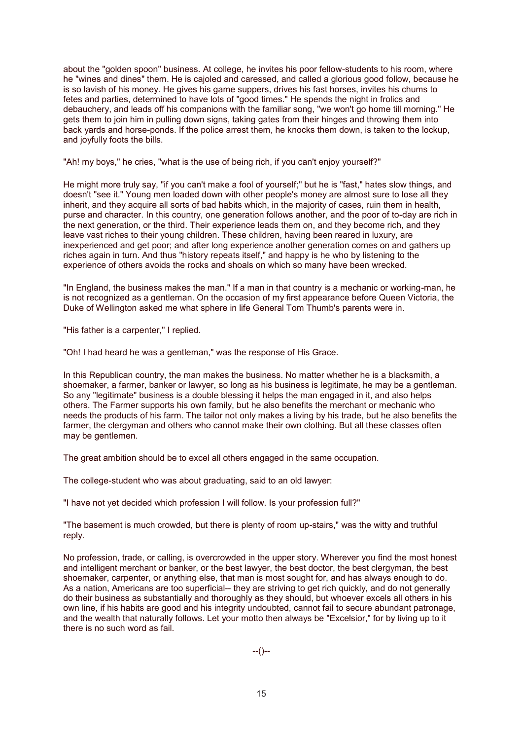about the "golden spoon" business. At college, he invites his poor fellow-students to his room, where he "wines and dines" them. He is cajoled and caressed, and called a glorious good follow, because he is so lavish of his money. He gives his game suppers, drives his fast horses, invites his chums to fetes and parties, determined to have lots of "good times." He spends the night in frolics and debauchery, and leads off his companions with the familiar song, "we won't go home till morning." He gets them to join him in pulling down signs, taking gates from their hinges and throwing them into back yards and horse-ponds. If the police arrest them, he knocks them down, is taken to the lockup, and joyfully foots the bills.

"Ah! my boys," he cries, "what is the use of being rich, if you can't enjoy yourself?"

He might more truly say, "if you can't make a fool of yourself;" but he is "fast," hates slow things, and doesn't "see it." Young men loaded down with other people's money are almost sure to lose all they inherit, and they acquire all sorts of bad habits which, in the majority of cases, ruin them in health, purse and character. In this country, one generation follows another, and the poor of to-day are rich in the next generation, or the third. Their experience leads them on, and they become rich, and they leave vast riches to their young children. These children, having been reared in luxury, are inexperienced and get poor; and after long experience another generation comes on and gathers up riches again in turn. And thus "history repeats itself," and happy is he who by listening to the experience of others avoids the rocks and shoals on which so many have been wrecked.

"In England, the business makes the man." If a man in that country is a mechanic or working-man, he is not recognized as a gentleman. On the occasion of my first appearance before Queen Victoria, the Duke of Wellington asked me what sphere in life General Tom Thumb's parents were in.

"His father is a carpenter," I replied.

"Oh! I had heard he was a gentleman," was the response of His Grace.

In this Republican country, the man makes the business. No matter whether he is a blacksmith, a shoemaker, a farmer, banker or lawyer, so long as his business is legitimate, he may be a gentleman. So any "legitimate" business is a double blessing it helps the man engaged in it, and also helps others. The Farmer supports his own family, but he also benefits the merchant or mechanic who needs the products of his farm. The tailor not only makes a living by his trade, but he also benefits the farmer, the clergyman and others who cannot make their own clothing. But all these classes often may be gentlemen.

The great ambition should be to excel all others engaged in the same occupation.

The college-student who was about graduating, said to an old lawyer:

"I have not yet decided which profession I will follow. Is your profession full?"

"The basement is much crowded, but there is plenty of room up-stairs," was the witty and truthful reply.

No profession, trade, or calling, is overcrowded in the upper story. Wherever you find the most honest and intelligent merchant or banker, or the best lawyer, the best doctor, the best clergyman, the best shoemaker, carpenter, or anything else, that man is most sought for, and has always enough to do. As a nation, Americans are too superficial-- they are striving to get rich quickly, and do not generally do their business as substantially and thoroughly as they should, but whoever excels all others in his own line, if his habits are good and his integrity undoubted, cannot fail to secure abundant patronage, and the wealth that naturally follows. Let your motto then always be "Excelsior," for by living up to it there is no such word as fail.

--()--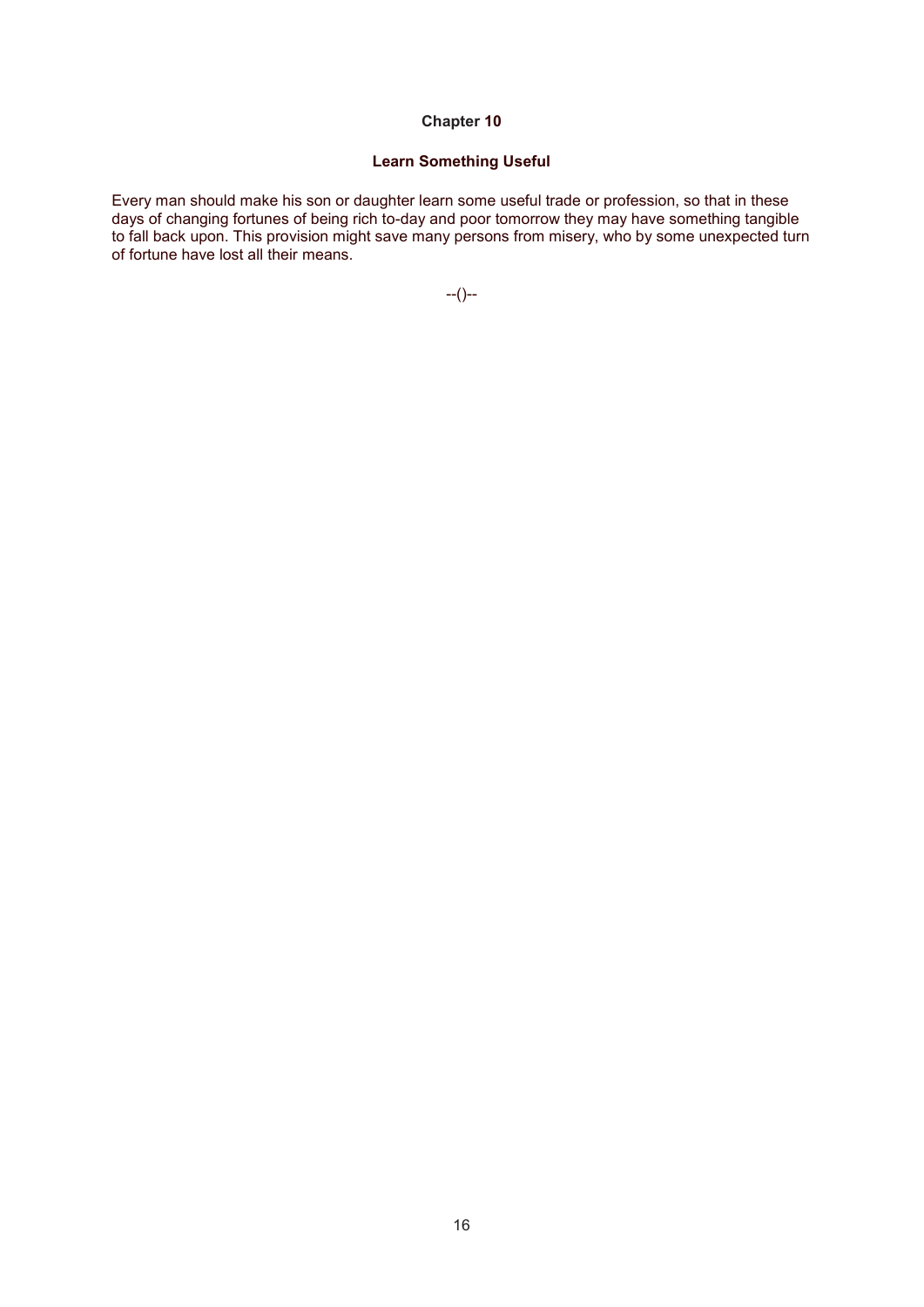## Chapter 10

### Learn Something Useful

Every man should make his son or daughter learn some useful trade or profession, so that in these days of changing fortunes of being rich to-day and poor tomorrow they may have something tangible to fall back upon. This provision might save many persons from misery, who by some unexpected turn of fortune have lost all their means.

--()--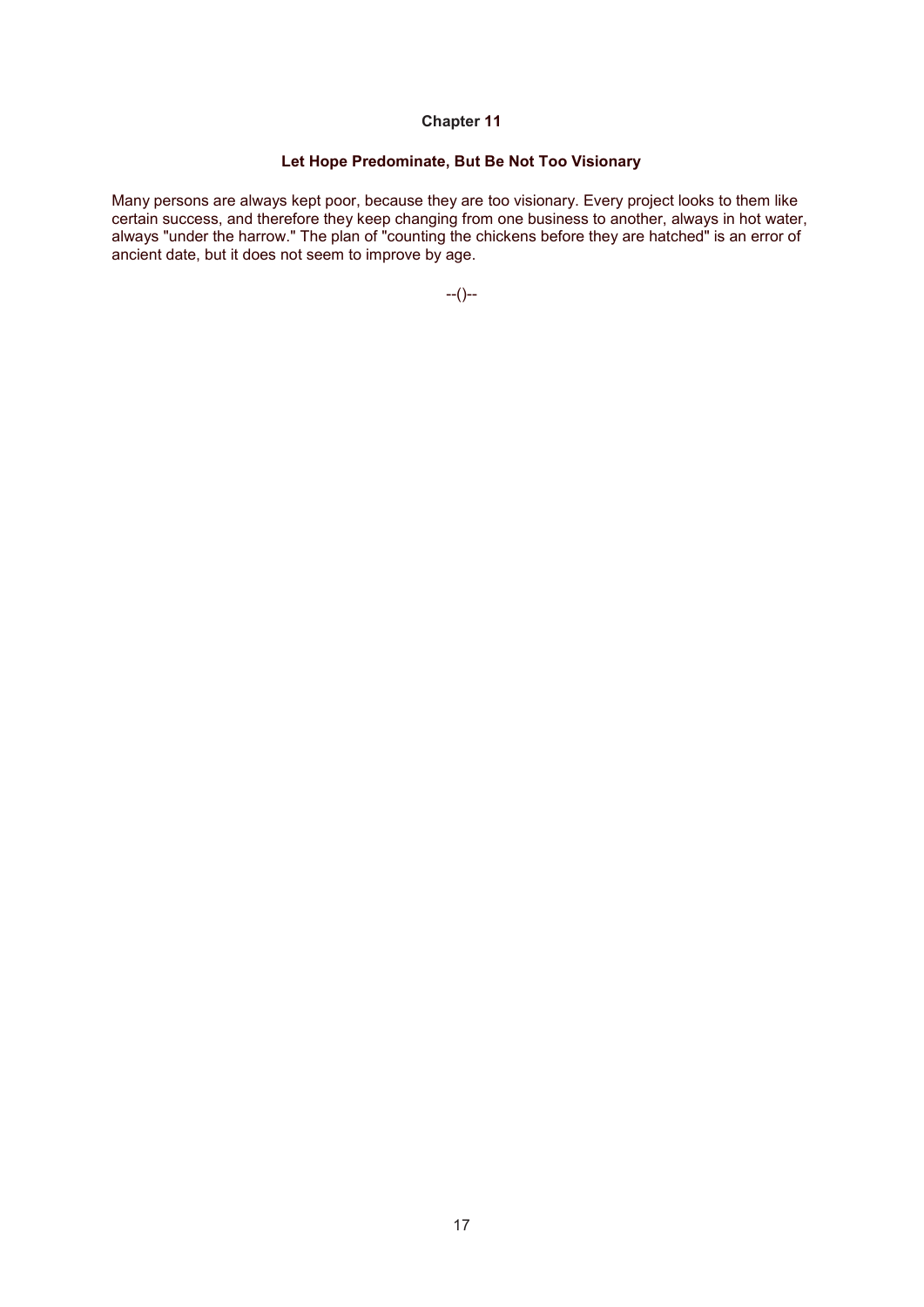# Chapter 11

## Let Hope Predominate, But Be Not Too Visionary

Many persons are always kept poor, because they are too visionary. Every project looks to them like certain success, and therefore they keep changing from one business to another, always in hot water, always "under the harrow." The plan of "counting the chickens before they are hatched" is an error of ancient date, but it does not seem to improve by age.

--()--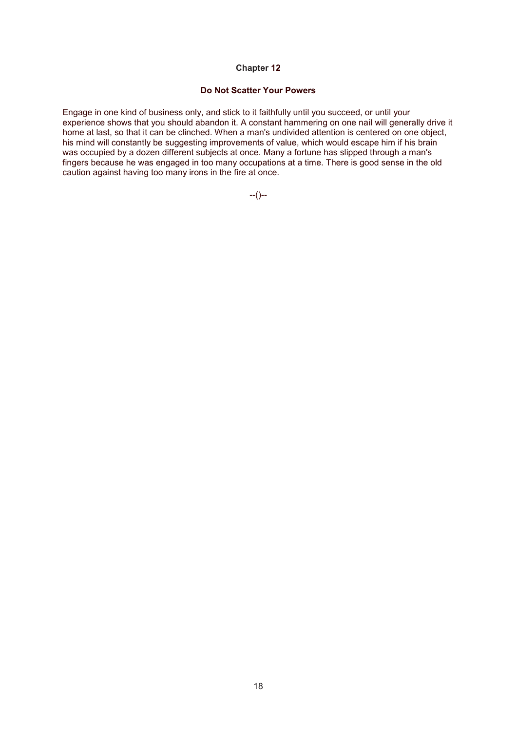## Chapter 12

### Do Not Scatter Your Powers

Engage in one kind of business only, and stick to it faithfully until you succeed, or until your experience shows that you should abandon it. A constant hammering on one nail will generally drive it home at last, so that it can be clinched. When a man's undivided attention is centered on one object, his mind will constantly be suggesting improvements of value, which would escape him if his brain was occupied by a dozen different subjects at once. Many a fortune has slipped through a man's fingers because he was engaged in too many occupations at a time. There is good sense in the old caution against having too many irons in the fire at once.

--()--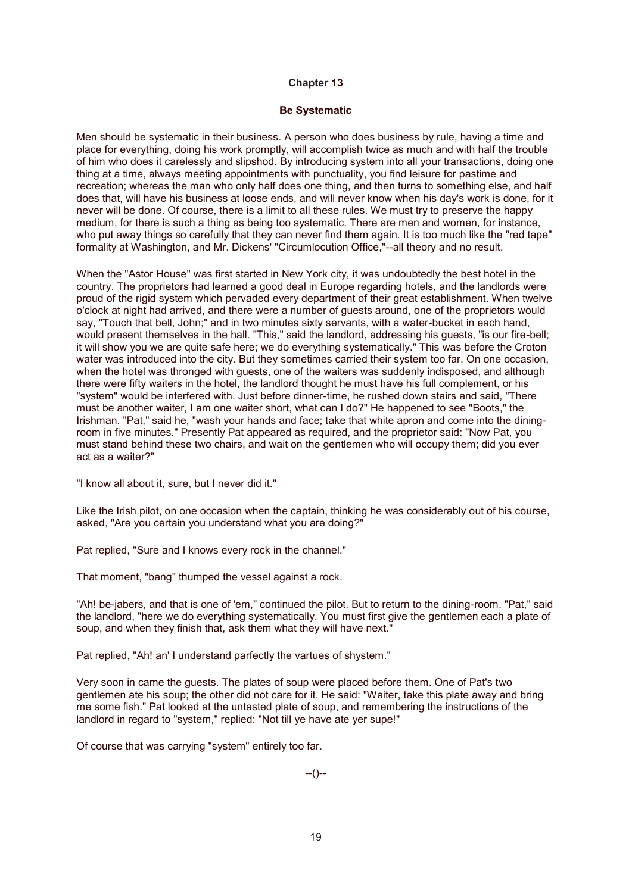# Chapter 13

## Be Systematic

Men should be systematic in their business. A person who does business by rule, having a time and place for everything, doing his work promptly, will accomplish twice as much and with half the trouble of him who does it carelessly and slipshod. By introducing system into all your transactions, doing one thing at a time, always meeting appointments with punctuality, you find leisure for pastime and recreation; whereas the man who only half does one thing, and then turns to something else, and half does that, will have his business at loose ends, and will never know when his day's work is done, for it never will be done. Of course, there is a limit to all these rules. We must try to preserve the happy medium, for there is such a thing as being too systematic. There are men and women, for instance, who put away things so carefully that they can never find them again. It is too much like the "red tape" formality at Washington, and Mr. Dickens' "Circumlocution Office,"--all theory and no result.

When the "Astor House" was first started in New York city, it was undoubtedly the best hotel in the country. The proprietors had learned a good deal in Europe regarding hotels, and the landlords were proud of the rigid system which pervaded every department of their great establishment. When twelve o'clock at night had arrived, and there were a number of guests around, one of the proprietors would say, "Touch that bell, John;" and in two minutes sixty servants, with a water-bucket in each hand, would present themselves in the hall. "This," said the landlord, addressing his guests, "is our fire-bell; it will show you we are quite safe here; we do everything systematically." This was before the Croton water was introduced into the city. But they sometimes carried their system too far. On one occasion, when the hotel was thronged with guests, one of the waiters was suddenly indisposed, and although there were fifty waiters in the hotel, the landlord thought he must have his full complement, or his "system" would be interfered with. Just before dinner-time, he rushed down stairs and said, "There must be another waiter, I am one waiter short, what can I do?" He happened to see "Boots," the Irishman. "Pat," said he, "wash your hands and face; take that white apron and come into the dining-room in five minutes." Presently Pat appeared as required, and the proprietor said: "Now Pat, you must stand behind these two chairs, and wait on the gentlemen who will occupy them; did you ever act as a waiter?"

"I know all about it, sure, but I never did it."

Like the Irish pilot, on one occasion when the captain, thinking he was considerably out of his course, asked, "Are you certain you understand what you are doing?"

Pat replied, "Sure and I knows every rock in the channel."

That moment, "bang" thumped the vessel against a rock.

"Ah! be-jabers, and that is one of 'em," continued the pilot. But to return to the dining-room. "Pat," said the landlord, "here we do everything systematically. You must first give the gentlemen each a plate of soup, and when they finish that, ask them what they will have next."

Pat replied, "Ah! an' I understand parfectly the vartues of shystem."

Very soon in came the guests. The plates of soup were placed before them. One of Pat's two gentlemen ate his soup; the other did not care for it. He said: "Waiter, take this plate away and bring me some fish." Pat looked at the untasted plate of soup, and remembering the instructions of the landlord in regard to "system," replied: "Not till ye have ate yer supe!"

Of course that was carrying "system" entirely too far.

--()--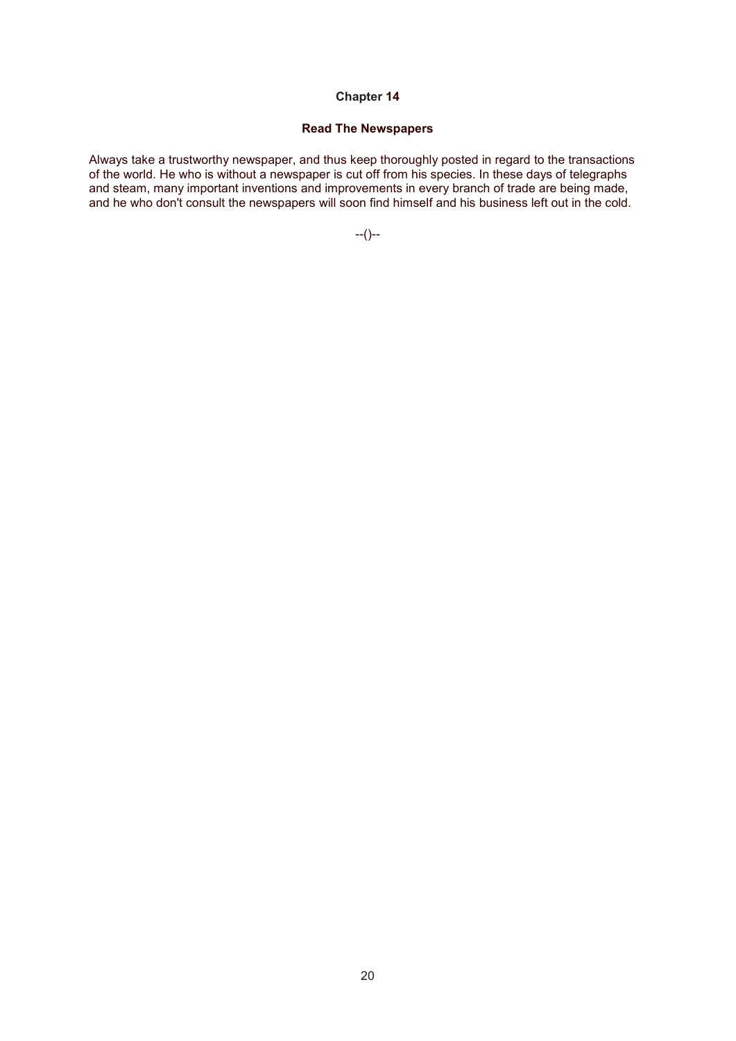# Chapter 14

## Read The Newspapers

Always take a trustworthy newspaper, and thus keep thoroughly posted in regard to the transactions of the world. He who is without a newspaper is cut off from his species. In these days of telegraphs and steam, many important inventions and improvements in every branch of trade are being made, and he who don't consult the newspapers will soon find himself and his business left out in the cold.

--()--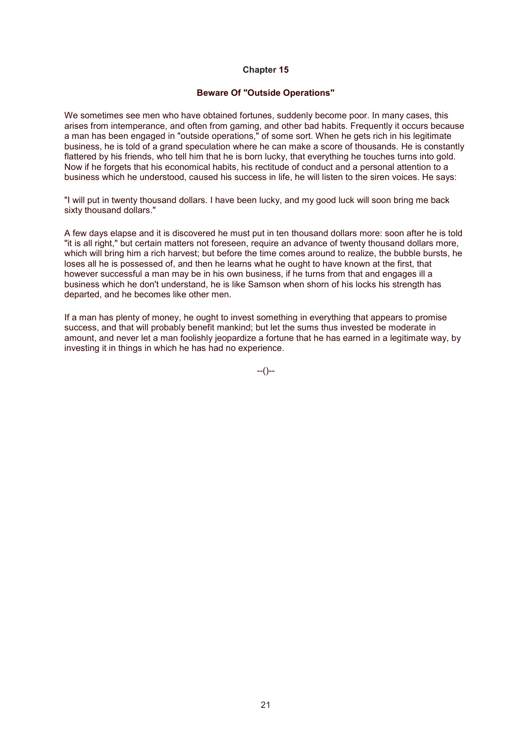## Chapter 15

### Beware Of "Outside Operations"

We sometimes see men who have obtained fortunes, suddenly become poor. In many cases, this arises from intemperance, and often from gaming, and other bad habits. Frequently it occurs because a man has been engaged in "outside operations," of some sort. When he gets rich in his legitimate business, he is told of a grand speculation where he can make a score of thousands. He is constantly flattered by his friends, who tell him that he is born lucky, that everything he touches turns into gold. Now if he forgets that his economical habits, his rectitude of conduct and a personal attention to a business which he understood, caused his success in life, he will listen to the siren voices. He says:

"I will put in twenty thousand dollars. I have been lucky, and my good luck will soon bring me back sixty thousand dollars."

A few days elapse and it is discovered he must put in ten thousand dollars more: soon after he is told "it is all right," but certain matters not foreseen, require an advance of twenty thousand dollars more, which will bring him a rich harvest; but before the time comes around to realize, the bubble bursts, he loses all he is possessed of, and then he learns what he ought to have known at the first, that however successful a man may be in his own business, if he turns from that and engages ill a business which he don't understand, he is like Samson when shorn of his locks his strength has departed, and he becomes like other men.

If a man has plenty of money, he ought to invest something in everything that appears to promise success, and that will probably benefit mankind; but let the sums thus invested be moderate in amount, and never let a man foolishly jeopardize a fortune that he has earned in a legitimate way, by investing it in things in which he has had no experience.

--()--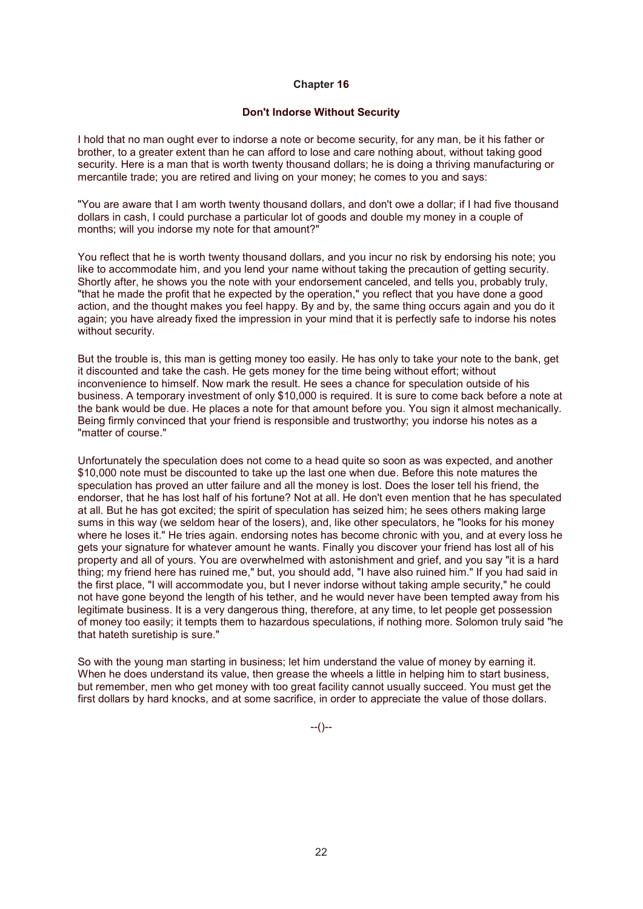## Chapter 16

### Don't Indorse Without Security

I hold that no man ought ever to indorse a note or become security, for any man, be it his father or brother, to a greater extent than he can afford to lose and care nothing about, without taking good security. Here is a man that is worth twenty thousand dollars; he is doing a thriving manufacturing or mercantile trade; you are retired and living on your money; he comes to you and says:

"You are aware that I am worth twenty thousand dollars, and don't owe a dollar; if I had five thousand dollars in cash, I could purchase a particular lot of goods and double my money in a couple of months; will you indorse my note for that amount?"

You reflect that he is worth twenty thousand dollars, and you incur no risk by endorsing his note; you like to accommodate him, and you lend your name without taking the precaution of getting security. Shortly after, he shows you the note with your endorsement canceled, and tells you, probably truly, "that he made the profit that he expected by the operation," you reflect that you have done a good action, and the thought makes you feel happy. By and by, the same thing occurs again and you do it again; you have already fixed the impression in your mind that it is perfectly safe to indorse his notes without security.

But the trouble is, this man is getting money too easily. He has only to take your note to the bank, get it discounted and take the cash. He gets money for the time being without effort; without inconvenience to himself. Now mark the result. He sees a chance for speculation outside of his business. A temporary investment of only $10,000 is required. It is sure to come back before a note at the bank would be due. He places a note for that amount before you. You sign it almost mechanically. Being firmly convinced that your friend is responsible and trustworthy; you indorse his notes as a "matter of course."

Unfortunately the speculation does not come to a head quite so soon as was expected, and another $10,000 note must be discounted to take up the last one when due. Before this note matures the speculation has proved an utter failure and all the money is lost. Does the loser tell his friend, the endorser, that he has lost half of his fortune? Not at all. He don't even mention that he has speculated at all. But he has got excited; the spirit of speculation has seized him; he sees others making large sums in this way (we seldom hear of the losers), and, like other speculators, he "looks for his money where he loses it." He tries again. endorsing notes has become chronic with you, and at every loss he gets your signature for whatever amount he wants. Finally you discover your friend has lost all of his property and all of yours. You are overwhelmed with astonishment and grief, and you say "it is a hard thing; my friend here has ruined me," but, you should add, "I have also ruined him." If you had said in the first place, "I will accommodate you, but I never indorse without taking ample security," he could not have gone beyond the length of his tether, and he would never have been tempted away from his legitimate business. It is a very dangerous thing, therefore, at any time, to let people get possession of money too easily; it tempts them to hazardous speculations, if nothing more. Solomon truly said "he that hateth suretiship is sure."

So with the young man starting in business; let him understand the value of money by earning it. When he does understand its value, then grease the wheels a little in helping him to start business, but remember, men who get money with too great facility cannot usually succeed. You must get the first dollars by hard knocks, and at some sacrifice, in order to appreciate the value of those dollars.

--()--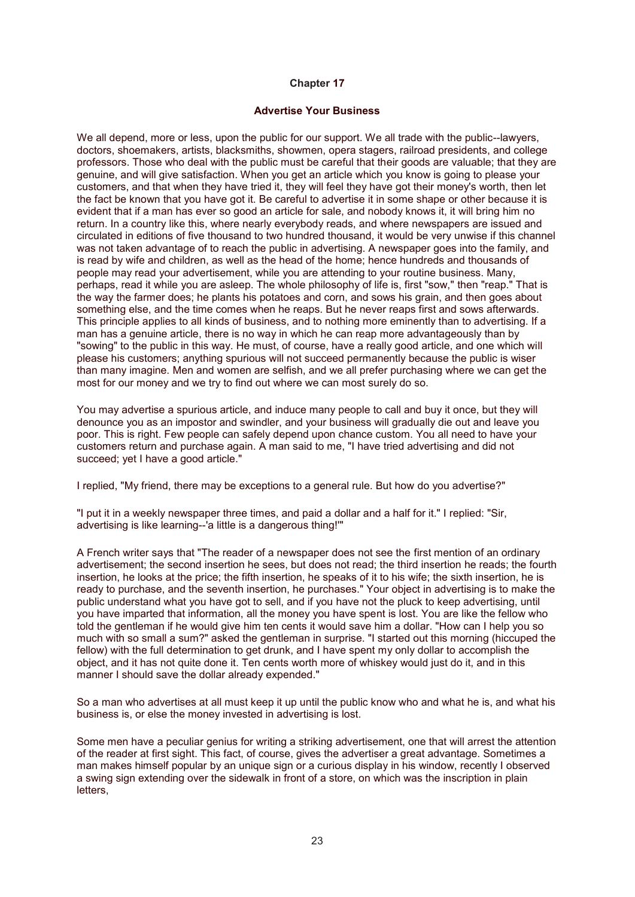# Chapter 17

## Advertise Your Business

We all depend, more or less, upon the public for our support. We all trade with the public--lawyers, doctors, shoemakers, artists, blacksmiths, showmen, opera stagers, railroad presidents, and college professors. Those who deal with the public must be careful that their goods are valuable; that they are genuine, and will give satisfaction. When you get an article which you know is going to please your customers, and that when they have tried it, they will feel they have got their money's worth, then let the fact be known that you have got it. Be careful to advertise it in some shape or other because it is evident that if a man has ever so good an article for sale, and nobody knows it, it will bring him no return. In a country like this, where nearly everybody reads, and where newspapers are issued and circulated in editions of five thousand to two hundred thousand, it would be very unwise if this channel was not taken advantage of to reach the public in advertising. A newspaper goes into the family, and is read by wife and children, as well as the head of the home; hence hundreds and thousands of people may read your advertisement, while you are attending to your routine business. Many, perhaps, read it while you are asleep. The whole philosophy of life is, first "sow," then "reap." That is the way the farmer does; he plants his potatoes and corn, and sows his grain, and then goes about something else, and the time comes when he reaps. But he never reaps first and sows afterwards. This principle applies to all kinds of business, and to nothing more eminently than to advertising. If a man has a genuine article, there is no way in which he can reap more advantageously than by "sowing" to the public in this way. He must, of course, have a really good article, and one which will please his customers; anything spurious will not succeed permanently because the public is wiser than many imagine. Men and women are selfish, and we all prefer purchasing where we can get the most for our money and we try to find out where we can most surely do so.

You may advertise a spurious article, and induce many people to call and buy it once, but they will denounce you as an impostor and swindler, and your business will gradually die out and leave you poor. This is right. Few people can safely depend upon chance custom. You all need to have your customers return and purchase again. A man said to me, "I have tried advertising and did not succeed; yet I have a good article."

I replied, "My friend, there may be exceptions to a general rule. But how do you advertise?"

"I put it in a weekly newspaper three times, and paid a dollar and a half for it." I replied: "Sir, advertising is like learning--'a little is a dangerous thing!'"

A French writer says that "The reader of a newspaper does not see the first mention of an ordinary advertisement; the second insertion he sees, but does not read; the third insertion he reads; the fourth insertion, he looks at the price; the fifth insertion, he speaks of it to his wife; the sixth insertion, he is ready to purchase, and the seventh insertion, he purchases." Your object in advertising is to make the public understand what you have got to sell, and if you have not the pluck to keep advertising, until you have imparted that information, all the money you have spent is lost. You are like the fellow who told the gentleman if he would give him ten cents it would save him a dollar. "How can I help you so much with so small a sum?" asked the gentleman in surprise. "I started out this morning (hiccuped the fellow) with the full determination to get drunk, and I have spent my only dollar to accomplish the object, and it has not quite done it. Ten cents worth more of whiskey would just do it, and in this manner I should save the dollar already expended."

So a man who advertises at all must keep it up until the public know who and what he is, and what his business is, or else the money invested in advertising is lost.

Some men have a peculiar genius for writing a striking advertisement, one that will arrest the attention of the reader at first sight. This fact, of course, gives the advertiser a great advantage. Sometimes a man makes himself popular by an unique sign or a curious display in his window, recently I observed a swing sign extending over the sidewalk in front of a store, on which was the inscription in plain letters,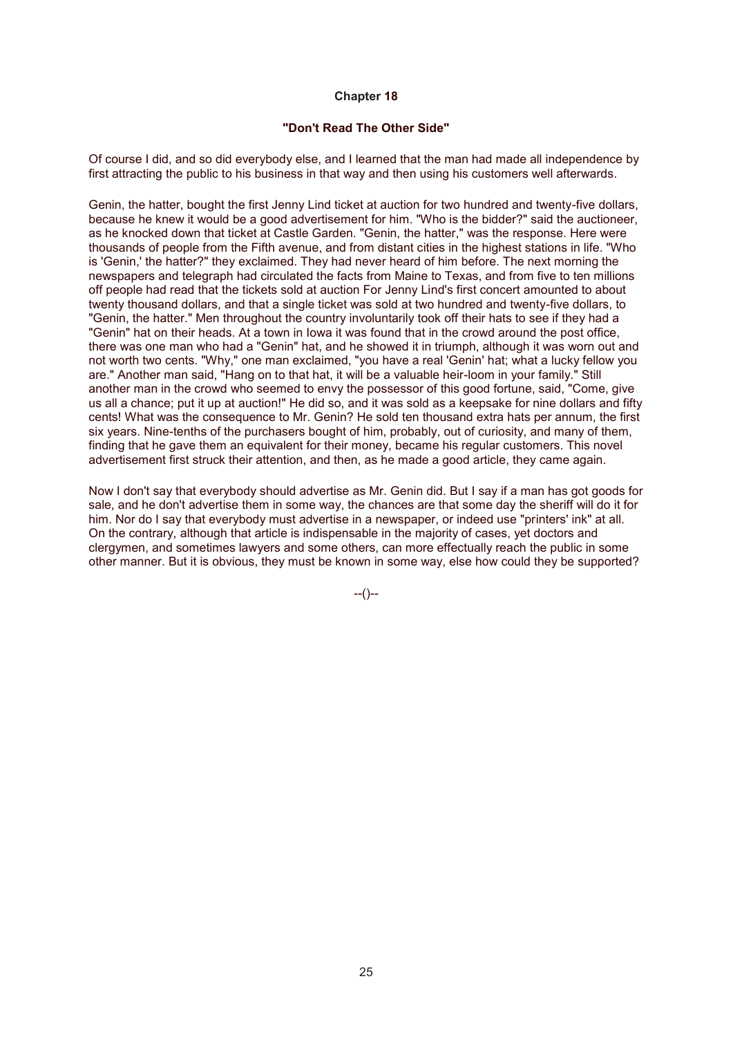## Chapter 18

### "Don't Read The Other Side"

Of course I did, and so did everybody else, and I learned that the man had made all independence by first attracting the public to his business in that way and then using his customers well afterwards.

Genin, the hatter, bought the first Jenny Lind ticket at auction for two hundred and twenty-five dollars, because he knew it would be a good advertisement for him. "Who is the bidder?" said the auctioneer, as he knocked down that ticket at Castle Garden. "Genin, the hatter," was the response. Here were thousands of people from the Fifth avenue, and from distant cities in the highest stations in life. "Who is 'Genin,' the hatter?" they exclaimed. They had never heard of him before. The next morning the newspapers and telegraph had circulated the facts from Maine to Texas, and from five to ten millions off people had read that the tickets sold at auction For Jenny Lind's first concert amounted to about twenty thousand dollars, and that a single ticket was sold at two hundred and twenty-five dollars, to "Genin, the hatter." Men throughout the country involuntarily took off their hats to see if they had a "Genin" hat on their heads. At a town in Iowa it was found that in the crowd around the post office, there was one man who had a "Genin" hat, and he showed it in triumph, although it was worn out and not worth two cents. "Why," one man exclaimed, "you have a real 'Genin' hat; what a lucky fellow you are." Another man said, "Hang on to that hat, it will be a valuable heir-loom in your family." Still another man in the crowd who seemed to envy the possessor of this good fortune, said, "Come, give us all a chance; put it up at auction!" He did so, and it was sold as a keepsake for nine dollars and fifty cents! What was the consequence to Mr. Genin? He sold ten thousand extra hats per annum, the first six years. Nine-tenths of the purchasers bought of him, probably, out of curiosity, and many of them, finding that he gave them an equivalent for their money, became his regular customers. This novel advertisement first struck their attention, and then, as he made a good article, they came again.

Now I don't say that everybody should advertise as Mr. Genin did. But I say if a man has got goods for sale, and he don't advertise them in some way, the chances are that some day the sheriff will do it for him. Nor do I say that everybody must advertise in a newspaper, or indeed use "printers' ink" at all. On the contrary, although that article is indispensable in the majority of cases, yet doctors and clergymen, and sometimes lawyers and some others, can more effectually reach the public in some other manner. But it is obvious, they must be known in some way, else how could they be supported?

--()--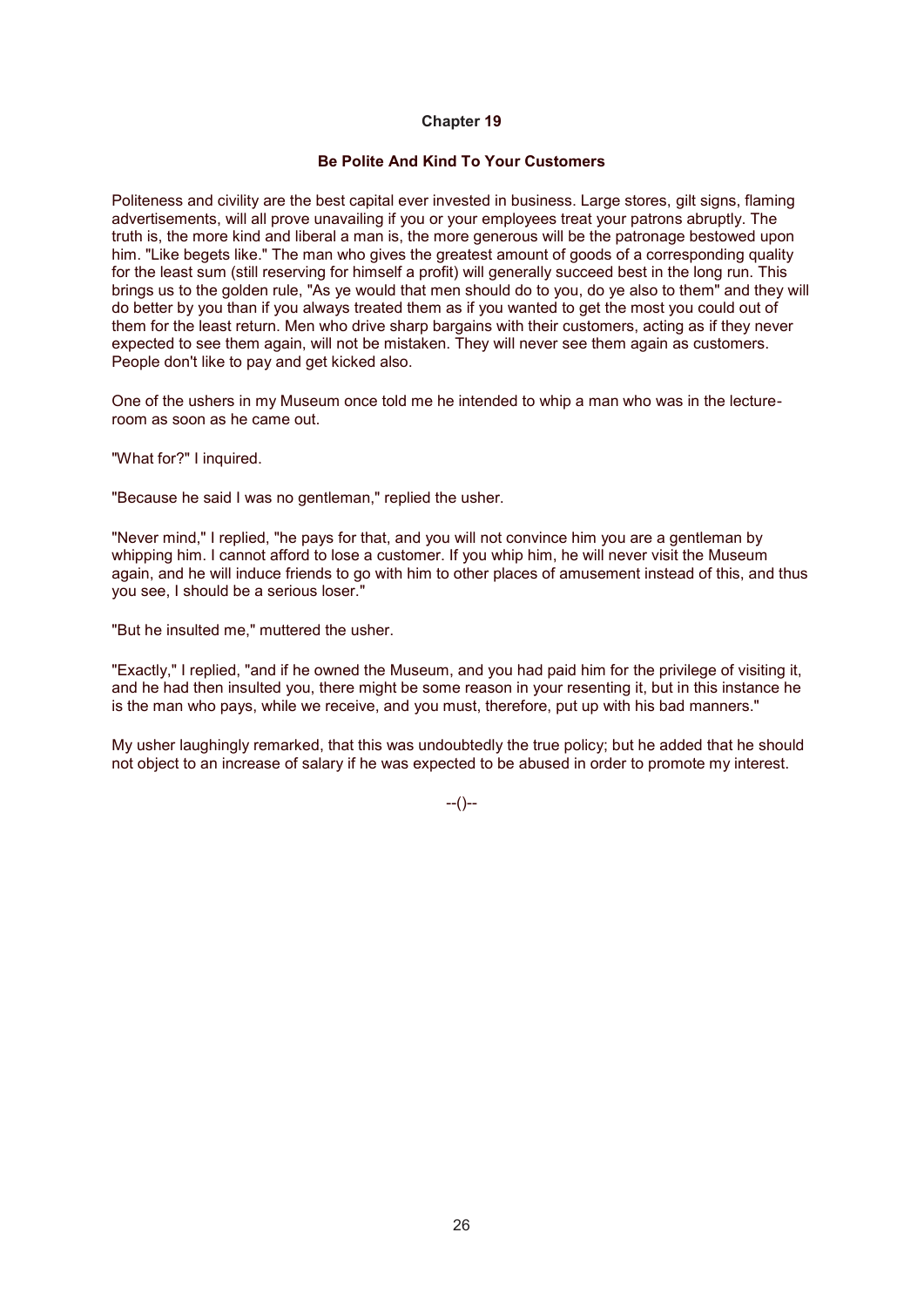## Chapter 19

### Be Polite And Kind To Your Customers

Politeness and civility are the best capital ever invested in business. Large stores, gilt signs, flaming advertisements, will all prove unavailing if you or your employees treat your patrons abruptly. The truth is, the more kind and liberal a man is, the more generous will be the patronage bestowed upon him. "Like begets like." The man who gives the greatest amount of goods of a corresponding quality for the least sum (still reserving for himself a profit) will generally succeed best in the long run. This brings us to the golden rule, "As ye would that men should do to you, do ye also to them" and they will do better by you than if you always treated them as if you wanted to get the most you could out of them for the least return. Men who drive sharp bargains with their customers, acting as if they never expected to see them again, will not be mistaken. They will never see them again as customers. People don't like to pay and get kicked also.

One of the ushers in my Museum once told me he intended to whip a man who was in the lecture-room as soon as he came out.

"What for?" I inquired.

"Because he said I was no gentleman," replied the usher.

"Never mind," I replied, "he pays for that, and you will not convince him you are a gentleman by whipping him. I cannot afford to lose a customer. If you whip him, he will never visit the Museum again, and he will induce friends to go with him to other places of amusement instead of this, and thus you see, I should be a serious loser."

"But he insulted me," muttered the usher.

"Exactly," I replied, "and if he owned the Museum, and you had paid him for the privilege of visiting it, and he had then insulted you, there might be some reason in your resenting it, but in this instance he is the man who pays, while we receive, and you must, therefore, put up with his bad manners."

My usher laughingly remarked, that this was undoubtedly the true policy; but he added that he should not object to an increase of salary if he was expected to be abused in order to promote my interest.

--()--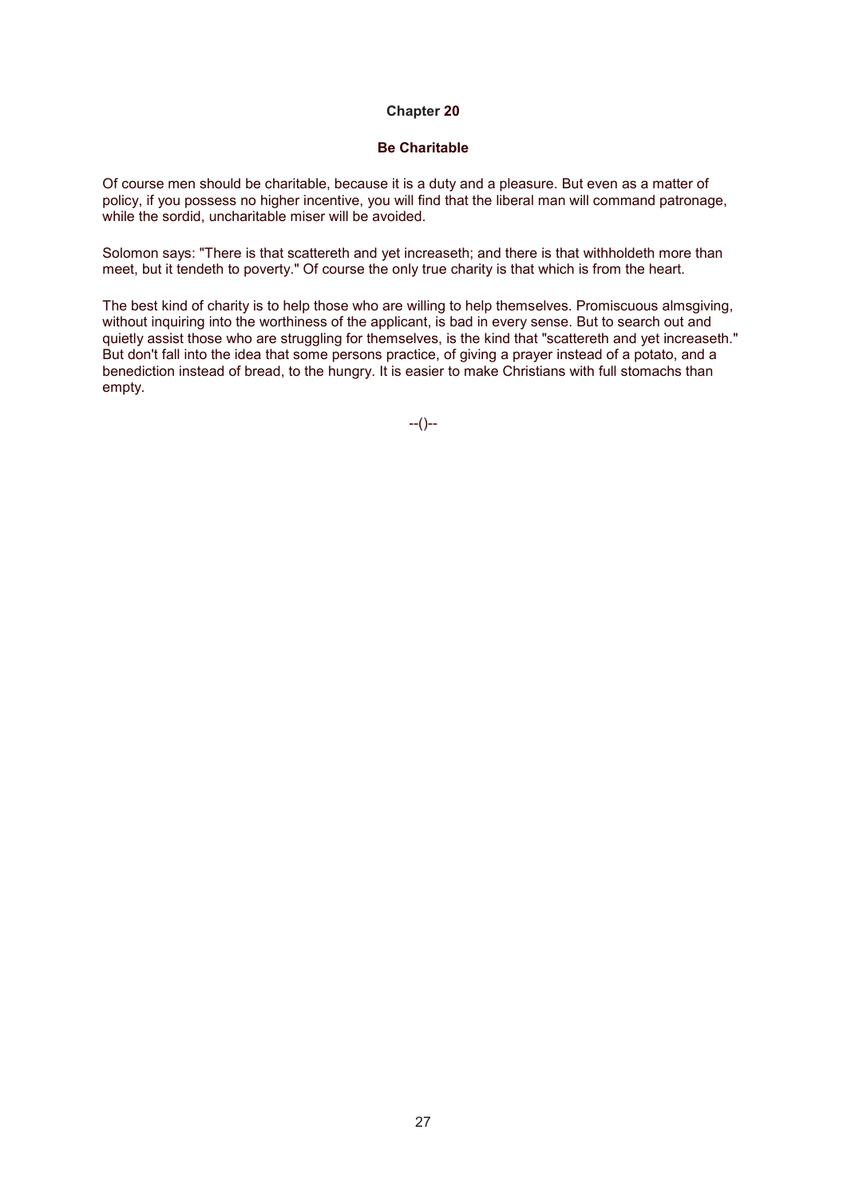## Chapter 20

### Be Charitable

Of course men should be charitable, because it is a duty and a pleasure. But even as a matter of policy, if you possess no higher incentive, you will find that the liberal man will command patronage, while the sordid, uncharitable miser will be avoided.

Solomon says: "There is that scattereth and yet increaseth; and there is that withholdeth more than meet, but it tendeth to poverty." Of course the only true charity is that which is from the heart.

The best kind of charity is to help those who are willing to help themselves. Promiscuous almsgiving, without inquiring into the worthiness of the applicant, is bad in every sense. But to search out and quietly assist those who are struggling for themselves, is the kind that "scattereth and yet increaseth." But don't fall into the idea that some persons practice, of giving a prayer instead of a potato, and a benediction instead of bread, to the hungry. It is easier to make Christians with full stomachs than empty.

--()--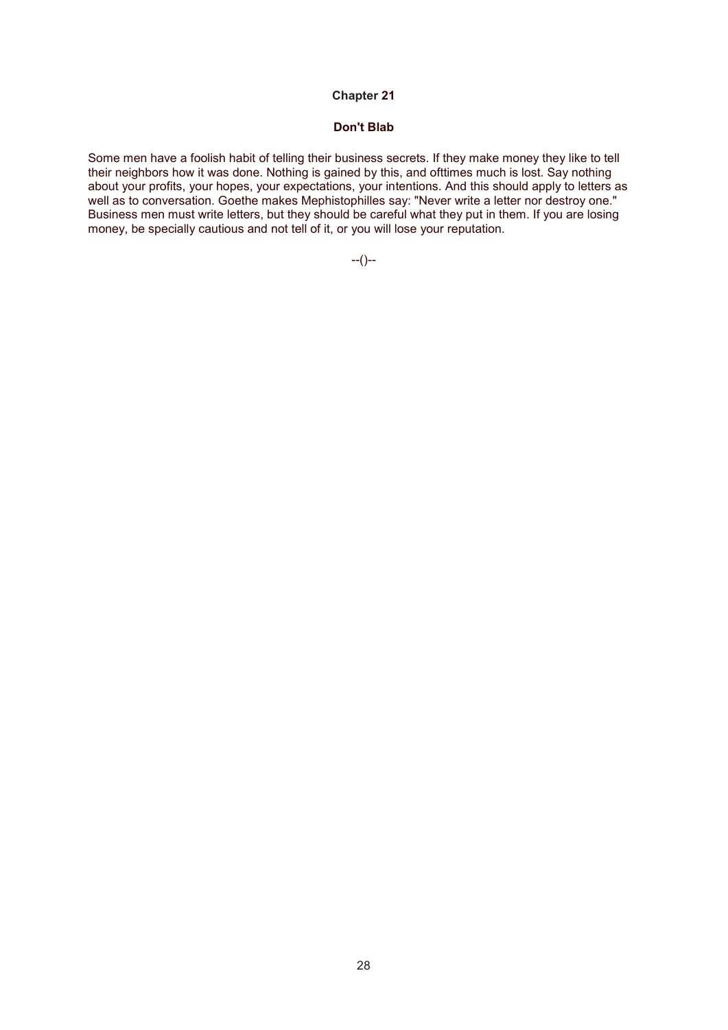## Chapter 21

### Don't Blab

Some men have a foolish habit of telling their business secrets. If they make money they like to tell their neighbors how it was done. Nothing is gained by this, and ofttimes much is lost. Say nothing about your profits, your hopes, your expectations, your intentions. And this should apply to letters as well as to conversation. Goethe makes Mephistophilles say: "Never write a letter nor destroy one." Business men must write letters, but they should be careful what they put in them. If you are losing money, be specially cautious and not tell of it, or you will lose your reputation.

--()--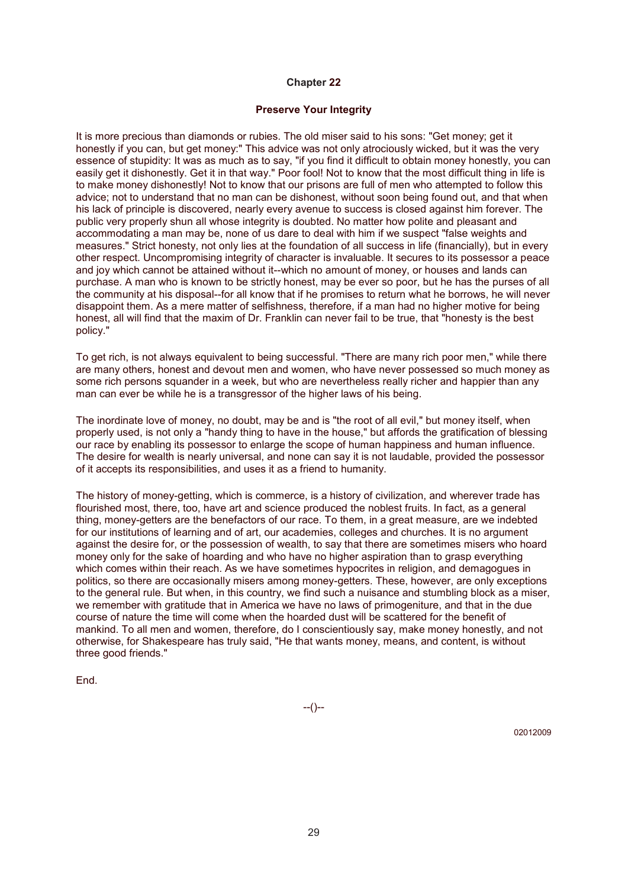## Chapter 22

### Preserve Your Integrity

It is more precious than diamonds or rubies. The old miser said to his sons: "Get money; get it honestly if you can, but get money:" This advice was not only atrociously wicked, but it was the very essence of stupidity: It was as much as to say, "if you find it difficult to obtain money honestly, you can easily get it dishonestly. Get it in that way." Poor fool! Not to know that the most difficult thing in life is to make money dishonestly! Not to know that our prisons are full of men who attempted to follow this advice; not to understand that no man can be dishonest, without soon being found out, and that when his lack of principle is discovered, nearly every avenue to success is closed against him forever. The public very properly shun all whose integrity is doubted. No matter how polite and pleasant and accommodating a man may be, none of us dare to deal with him if we suspect "false weights and measures." Strict honesty, not only lies at the foundation of all success in life (financially), but in every other respect. Uncompromising integrity of character is invaluable. It secures to its possessor a peace and joy which cannot be attained without it--which no amount of money, or houses and lands can purchase. A man who is known to be strictly honest, may be ever so poor, but he has the purses of all the community at his disposal--for all know that if he promises to return what he borrows, he will never disappoint them. As a mere matter of selfishness, therefore, if a man had no higher motive for being honest, all will find that the maxim of Dr. Franklin can never fail to be true, that "honesty is the best policy."

To get rich, is not always equivalent to being successful. "There are many rich poor men," while there are many others, honest and devout men and women, who have never possessed so much money as some rich persons squander in a week, but who are nevertheless really richer and happier than any man can ever be while he is a transgressor of the higher laws of his being.

The inordinate love of money, no doubt, may be and is "the root of all evil," but money itself, when properly used, is not only a "handy thing to have in the house," but affords the gratification of blessing our race by enabling its possessor to enlarge the scope of human happiness and human influence. The desire for wealth is nearly universal, and none can say it is not laudable, provided the possessor of it accepts its responsibilities, and uses it as a friend to humanity.

The history of money-getting, which is commerce, is a history of civilization, and wherever trade has flourished most, there, too, have art and science produced the noblest fruits. In fact, as a general thing, money-getters are the benefactors of our race. To them, in a great measure, are we indebted for our institutions of learning and of art, our academies, colleges and churches. It is no argument against the desire for, or the possession of wealth, to say that there are sometimes misers who hoard money only for the sake of hoarding and who have no higher aspiration than to grasp everything which comes within their reach. As we have sometimes hypocrites in religion, and demagogues in politics, so there are occasionally misers among money-getters. These, however, are only exceptions to the general rule. But when, in this country, we find such a nuisance and stumbling block as a miser, we remember with gratitude that in America we have no laws of primogeniture, and that in the due course of nature the time will come when the hoarded dust will be scattered for the benefit of mankind. To all men and women, therefore, do I conscientiously say, make money honestly, and not otherwise, for Shakespeare has truly said, "He that wants money, means, and content, is without three good friends."

End.

--()--

02012009